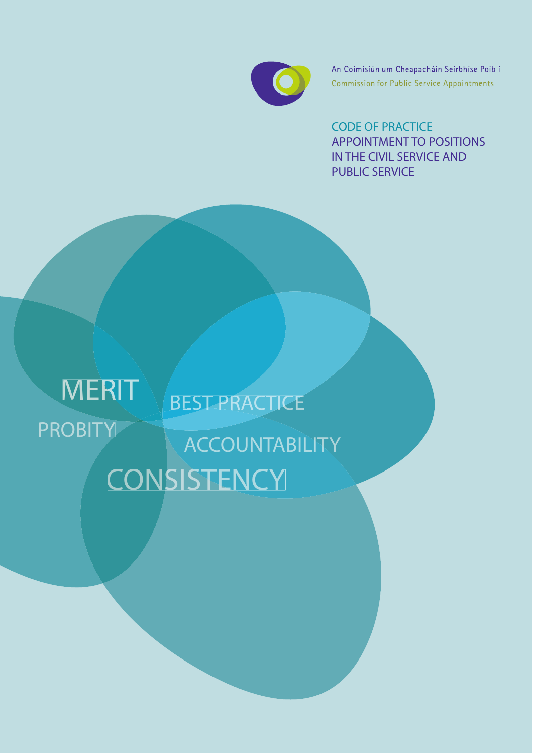An Coimisiún um Cheapacháin Seirbhíse Poiblí

Commission for Public Service Appointments

# CODE OF PRACTICE

# APPOINTMENT TO POSITIONS IN THE CIVIL SERVICE AND PUBLIC SERVICE

MERIT

BEST PRACTICE

PROBITY

ACCOUNTABILITY

CONSISTENCY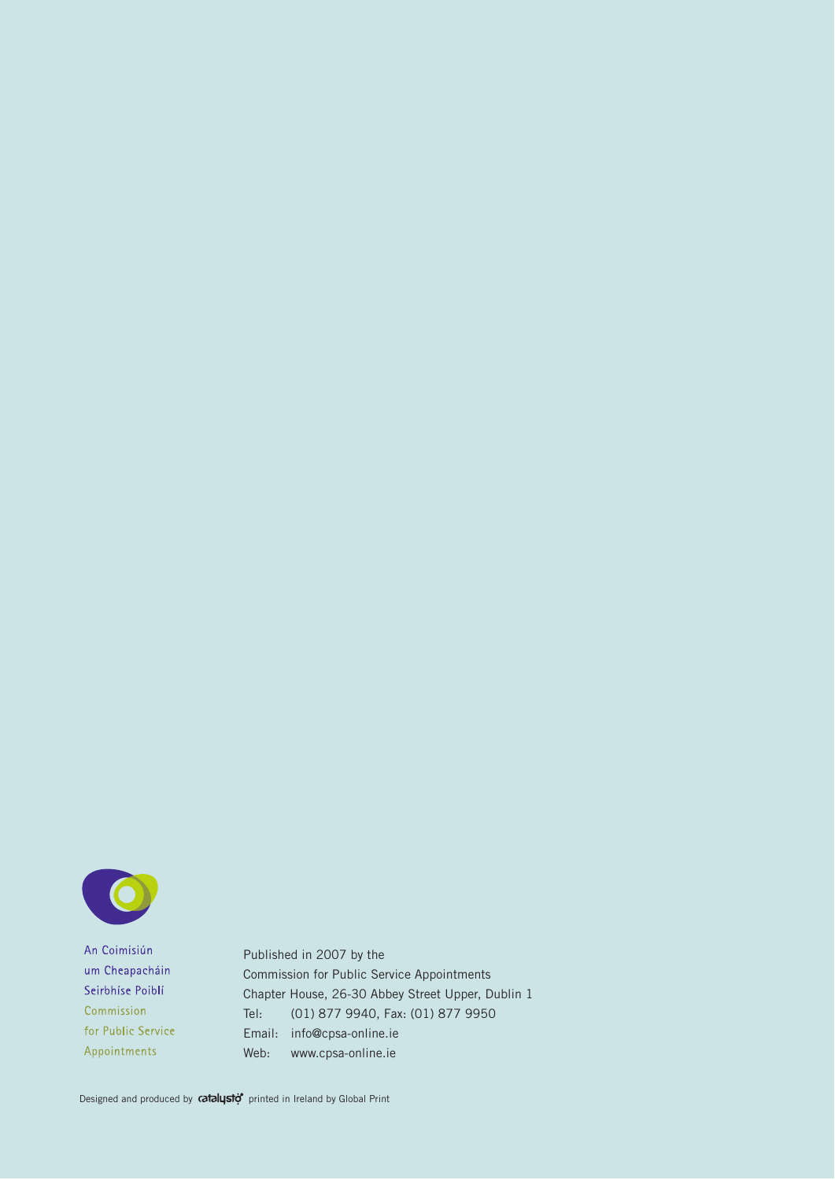An Coimisiún
um Cheapacháin
Seirbhíse Poiblí
Commission
for Public Service
Appointments

Published in 2007 by the
Commission for Public Service Appointments
Chapter House, 26-30 Abbey Street Upper, Dublin 1
Tel: (01) 877 9940, Fax: (01) 877 9950
Email: info@cpsa-online.ie
Web: www.cpsa-online.ie

Designed and produced by catalysto printed in Ireland by Global Print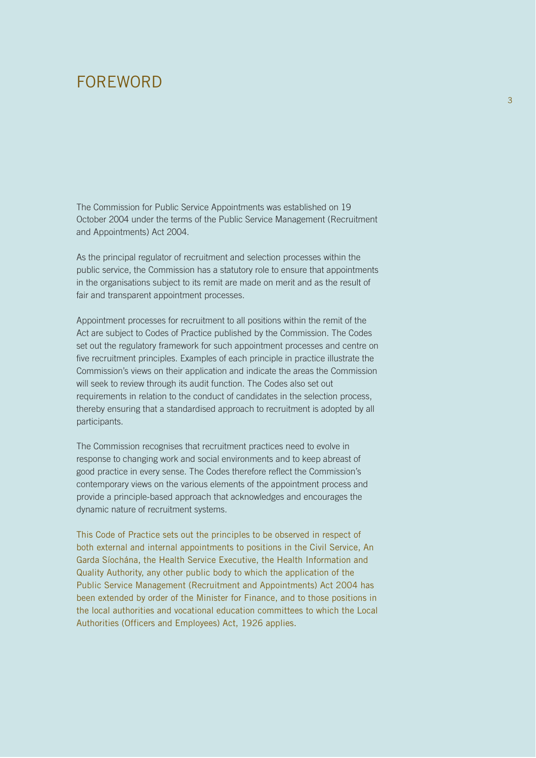# FOREWORD

The Commission for Public Service Appointments was established on 19 October 2004 under the terms of the Public Service Management (Recruitment and Appointments) Act 2004.

As the principal regulator of recruitment and selection processes within the public service, the Commission has a statutory role to ensure that appointments in the organisations subject to its remit are made on merit and as the result of fair and transparent appointment processes.

Appointment processes for recruitment to all positions within the remit of the Act are subject to Codes of Practice published by the Commission. The Codes set out the regulatory framework for such appointment processes and centre on five recruitment principles. Examples of each principle in practice illustrate the Commission's views on their application and indicate the areas the Commission will seek to review through its audit function. The Codes also set out requirements in relation to the conduct of candidates in the selection process, thereby ensuring that a standardised approach to recruitment is adopted by all participants.

The Commission recognises that recruitment practices need to evolve in response to changing work and social environments and to keep abreast of good practice in every sense. The Codes therefore reflect the Commission's contemporary views on the various elements of the appointment process and provide a principle-based approach that acknowledges and encourages the dynamic nature of recruitment systems.

This Code of Practice sets out the principles to be observed in respect of both external and internal appointments to positions in the Civil Service, An Garda Síochána, the Health Service Executive, the Health Information and Quality Authority, any other public body to which the application of the Public Service Management (Recruitment and Appointments) Act 2004 has been extended by order of the Minister for Finance, and to those positions in the local authorities and vocational education committees to which the Local Authorities (Officers and Employees) Act, 1926 applies.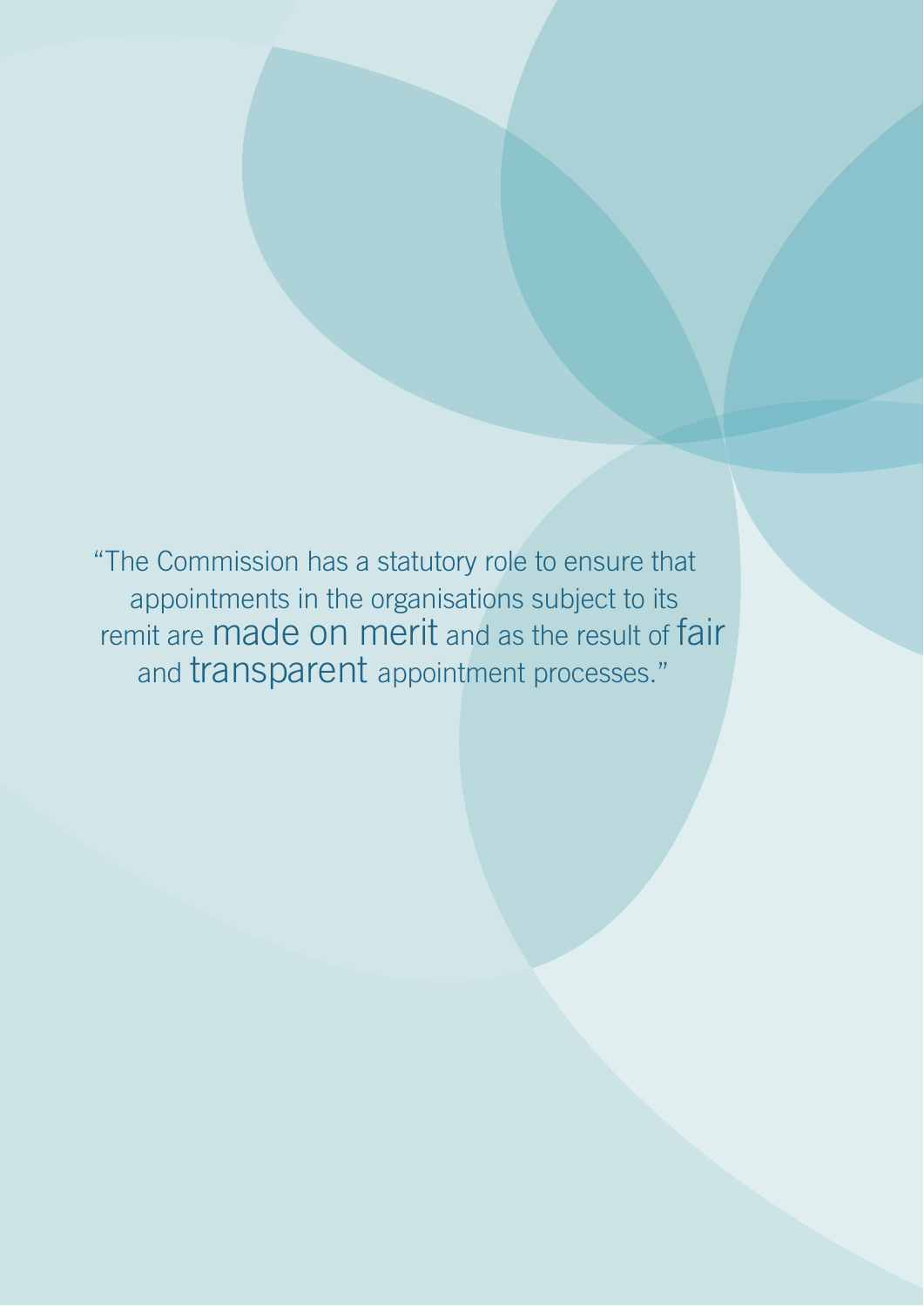"The Commission has a statutory role to ensure that appointments in the organisations subject to its remit are made on merit and as the result of fair and transparent appointment processes."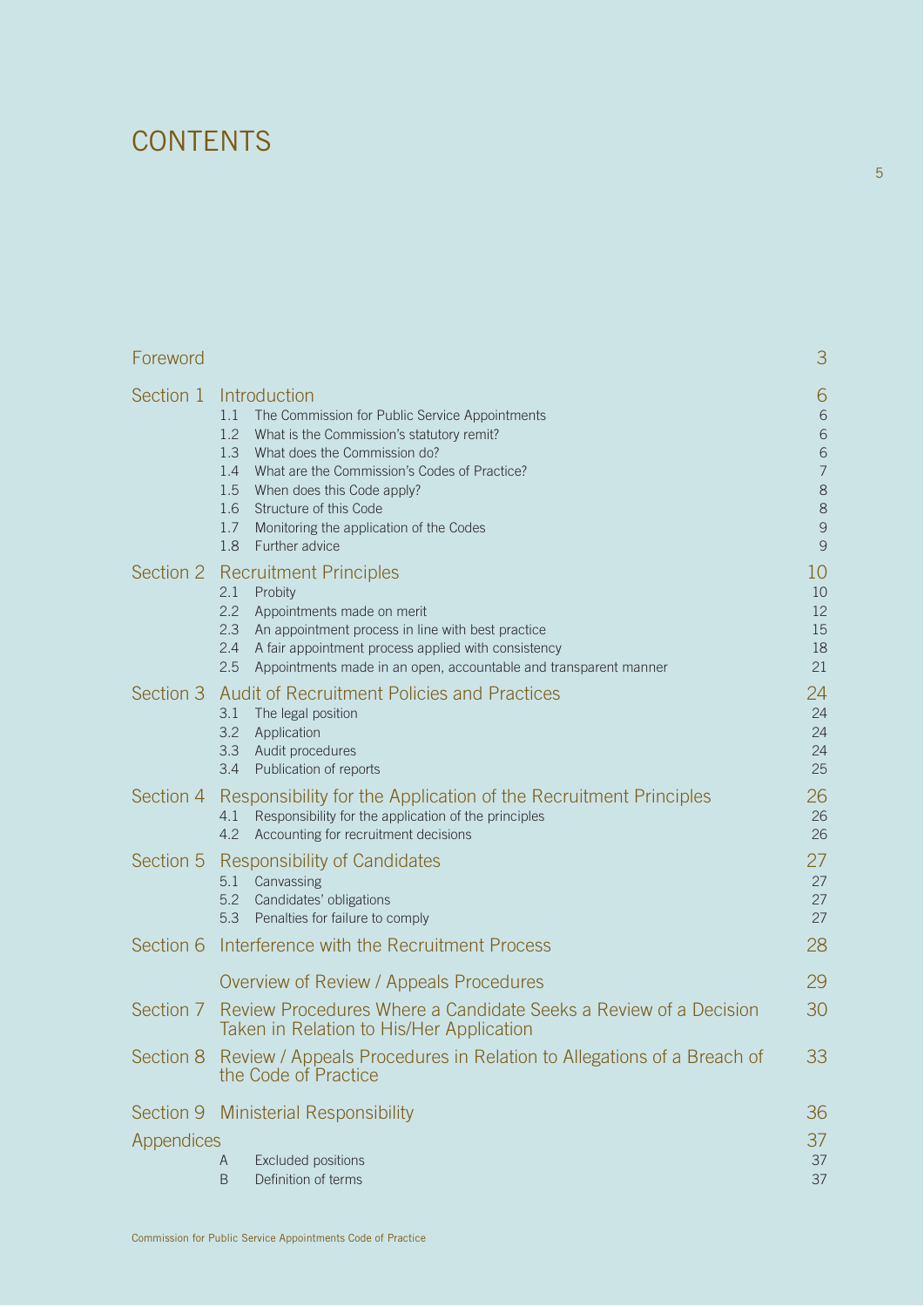# CONTENTS

| | | |
|---|---|---|
| Foreword | | 3 |
| Section 1 | Introduction | 6 |
| | 1.1 The Commission for Public Service Appointments | 6 |
| | 1.2 What is the Commission's statutory remit? | 6 |
| | 1.3 What does the Commission do? | 6 |
| | 1.4 What are the Commission's Codes of Practice? | 7 |
| | 1.5 When does this Code apply? | 8 |
| | 1.6 Structure of this Code | 8 |
| | 1.7 Monitoring the application of the Codes | 9 |
| | 1.8 Further advice | 9 |
| Section 2 | Recruitment Principles | 10 |
| | 2.1 Probity | 10 |
| | 2.2 Appointments made on merit | 12 |
| | 2.3 An appointment process in line with best practice | 15 |
| | 2.4 A fair appointment process applied with consistency | 18 |
| | 2.5 Appointments made in an open, accountable and transparent manner | 21 |
| Section 3 | Audit of Recruitment Policies and Practices | 24 |
| | 3.1 The legal position | 24 |
| | 3.2 Application | 24 |
| | 3.3 Audit procedures | 24 |
| | 3.4 Publication of reports | 25 |
| Section 4 | Responsibility for the Application of the Recruitment Principles | 26 |
| | 4.1 Responsibility for the application of the principles | 26 |
| | 4.2 Accounting for recruitment decisions | 26 |
| Section 5 | Responsibility of Candidates | 27 |
| | 5.1 Canvassing | 27 |
| | 5.2 Candidates' obligations | 27 |
| | 5.3 Penalties for failure to comply | 27 |
| Section 6 | Interference with the Recruitment Process | 28 |
| | Overview of Review / Appeals Procedures | 29 |
| Section 7 | Review Procedures Where a Candidate Seeks a Review of a Decision Taken in Relation to His/Her Application | 30 |
| Section 8 | Review / Appeals Procedures in Relation to Allegations of a Breach of the Code of Practice | 33 |
| Section 9 | Ministerial Responsibility | 36 |
| Appendices | | 37 |
| | A Excluded positions | 37 |
| | B Definition of terms | 37 |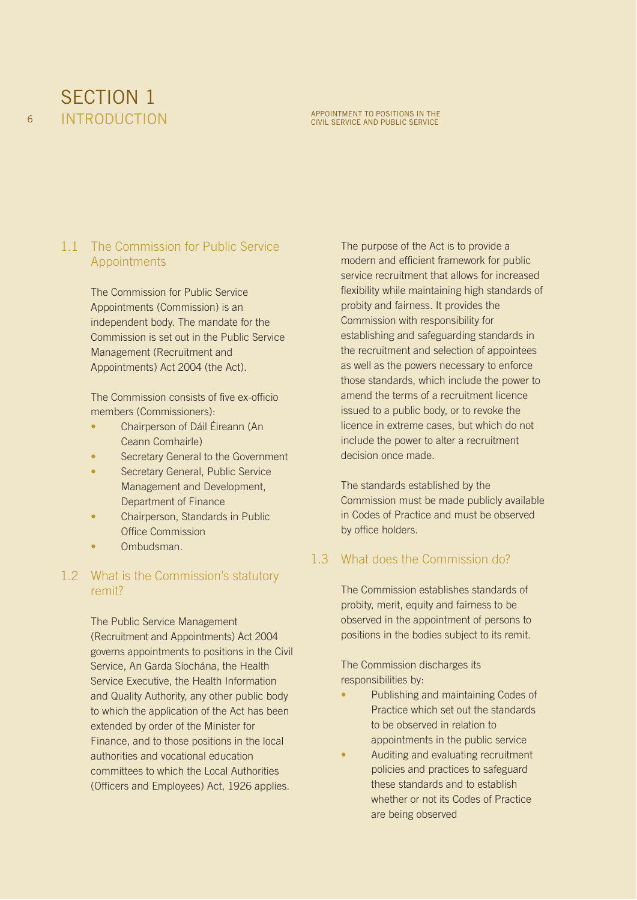# SECTION 1 INTRODUCTION

## 1.1 The Commission for Public Service Appointments

The Commission for Public Service Appointments (Commission) is an independent body. The mandate for the Commission is set out in the Public Service Management (Recruitment and Appointments) Act 2004 (the Act).

The Commission consists of five ex-officio members (Commissioners):

- Chairperson of Dáil Éireann (An Ceann Comhairle)
- Secretary General to the Government
- Secretary General, Public Service Management and Development, Department of Finance
- Chairperson, Standards in Public Office Commission
- Ombudsman.

## 1.2 What is the Commission's statutory remit?

The Public Service Management (Recruitment and Appointments) Act 2004 governs appointments to positions in the Civil Service, An Garda Síochána, the Health Service Executive, the Health Information and Quality Authority, any other public body to which the application of the Act has been extended by order of the Minister for Finance, and to those positions in the local authorities and vocational education committees to which the Local Authorities (Officers and Employees) Act, 1926 applies.

The purpose of the Act is to provide a modern and efficient framework for public service recruitment that allows for increased flexibility while maintaining high standards of probity and fairness. It provides the Commission with responsibility for establishing and safeguarding standards in the recruitment and selection of appointees as well as the powers necessary to enforce those standards, which include the power to amend the terms of a recruitment licence issued to a public body, or to revoke the licence in extreme cases, but which do not include the power to alter a recruitment decision once made.

The standards established by the Commission must be made publicly available in Codes of Practice and must be observed by office holders.

## 1.3 What does the Commission do?

The Commission establishes standards of probity, merit, equity and fairness to be observed in the appointment of persons to positions in the bodies subject to its remit.

The Commission discharges its responsibilities by:

- Publishing and maintaining Codes of Practice which set out the standards to be observed in relation to appointments in the public service
- Auditing and evaluating recruitment policies and practices to safeguard these standards and to establish whether or not its Codes of Practice are being observed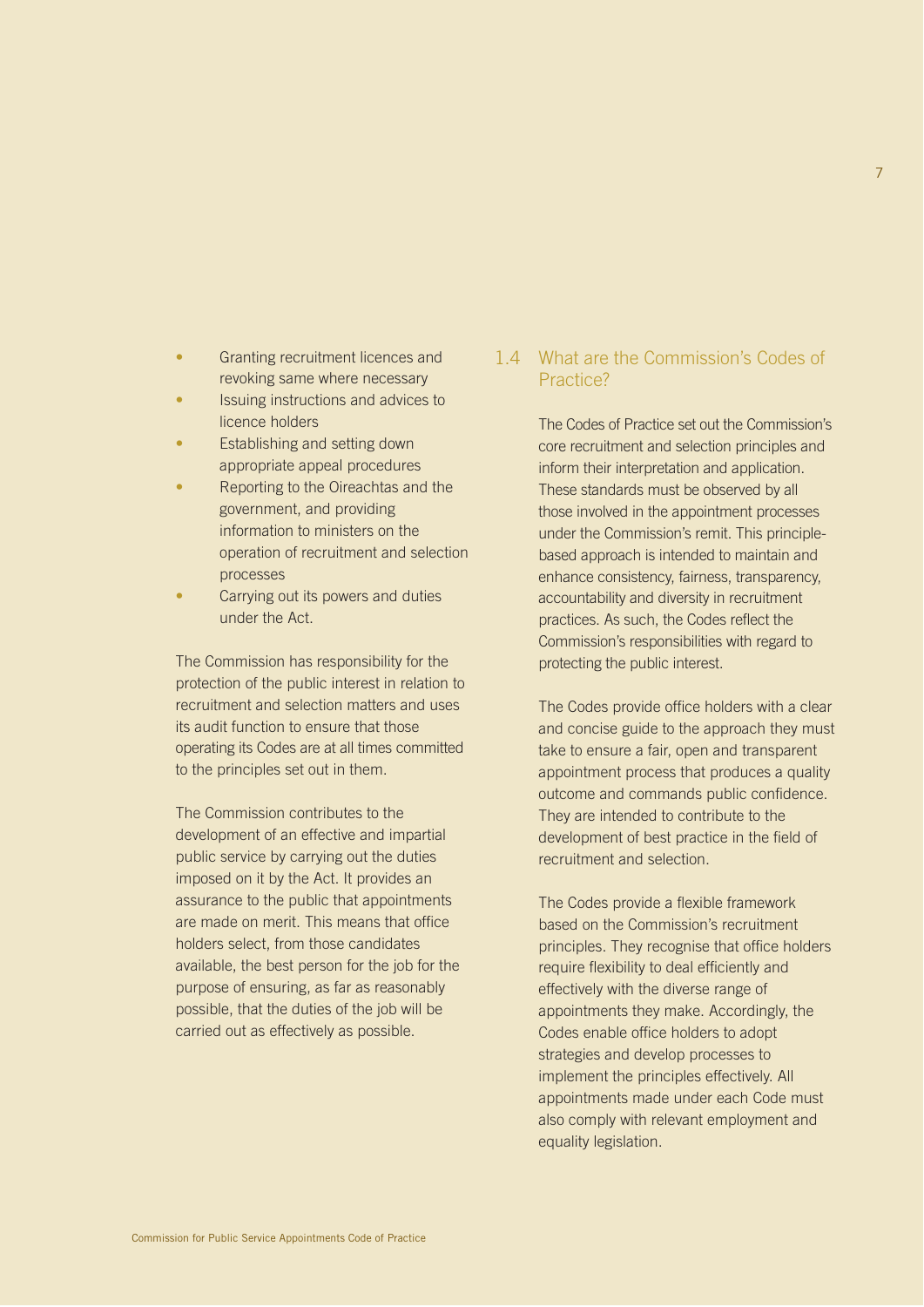- Granting recruitment licences and revoking same where necessary
- Issuing instructions and advices to licence holders
- Establishing and setting down appropriate appeal procedures
- Reporting to the Oireachtas and the government, and providing information to ministers on the operation of recruitment and selection processes
- Carrying out its powers and duties under the Act.

The Commission has responsibility for the protection of the public interest in relation to recruitment and selection matters and uses its audit function to ensure that those operating its Codes are at all times committed to the principles set out in them.

The Commission contributes to the development of an effective and impartial public service by carrying out the duties imposed on it by the Act. It provides an assurance to the public that appointments are made on merit. This means that office holders select, from those candidates available, the best person for the job for the purpose of ensuring, as far as reasonably possible, that the duties of the job will be carried out as effectively as possible.

## 1.4 What are the Commission's Codes of Practice?

The Codes of Practice set out the Commission's core recruitment and selection principles and inform their interpretation and application. These standards must be observed by all those involved in the appointment processes under the Commission's remit. This principle-based approach is intended to maintain and enhance consistency, fairness, transparency, accountability and diversity in recruitment practices. As such, the Codes reflect the Commission's responsibilities with regard to protecting the public interest.

The Codes provide office holders with a clear and concise guide to the approach they must take to ensure a fair, open and transparent appointment process that produces a quality outcome and commands public confidence. They are intended to contribute to the development of best practice in the field of recruitment and selection.

The Codes provide a flexible framework based on the Commission's recruitment principles. They recognise that office holders require flexibility to deal efficiently and effectively with the diverse range of appointments they make. Accordingly, the Codes enable office holders to adopt strategies and develop processes to implement the principles effectively. All appointments made under each Code must also comply with relevant employment and equality legislation.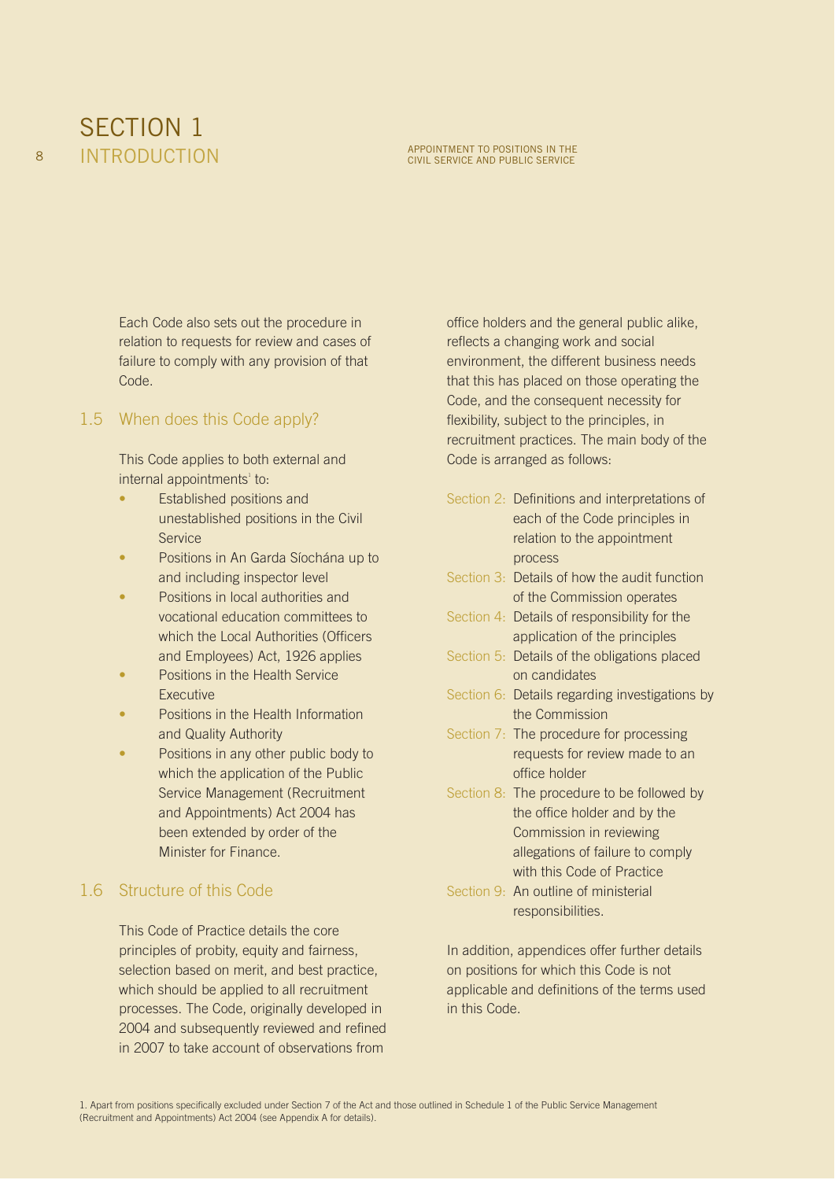Each Code also sets out the procedure in relation to requests for review and cases of failure to comply with any provision of that Code.

## 1.5 When does this Code apply?

This Code applies to both external and internal appointments[1] to:

- Established positions and unestablished positions in the Civil Service
- Positions in An Garda Síochána up to and including inspector level
- Positions in local authorities and vocational education committees to which the Local Authorities (Officers and Employees) Act, 1926 applies
- Positions in the Health Service Executive
- Positions in the Health Information and Quality Authority
- Positions in any other public body to which the application of the Public Service Management (Recruitment and Appointments) Act 2004 has been extended by order of the Minister for Finance.

## 1.6 Structure of this Code

This Code of Practice details the core principles of probity, equity and fairness, selection based on merit, and best practice, which should be applied to all recruitment processes. The Code, originally developed in 2004 and subsequently reviewed and refined in 2007 to take account of observations from office holders and the general public alike, reflects a changing work and social environment, the different business needs that this has placed on those operating the Code, and the consequent necessity for flexibility, subject to the principles, in recruitment practices. The main body of the Code is arranged as follows:

- Section 2: Definitions and interpretations of each of the Code principles in relation to the appointment process
- Section 3: Details of how the audit function of the Commission operates
- Section 4: Details of responsibility for the application of the principles
- Section 5: Details of the obligations placed on candidates
- Section 6: Details regarding investigations by the Commission
- Section 7: The procedure for processing requests for review made to an office holder
- Section 8: The procedure to be followed by the office holder and by the Commission in reviewing allegations of failure to comply with this Code of Practice
- Section 9: An outline of ministerial responsibilities.

In addition, appendices offer further details on positions for which this Code is not applicable and definitions of the terms used in this Code.

1. Apart from positions specifically excluded under Section 7 of the Act and those outlined in Schedule 1 of the Public Service Management (Recruitment and Appointments) Act 2004 (see Appendix A for details).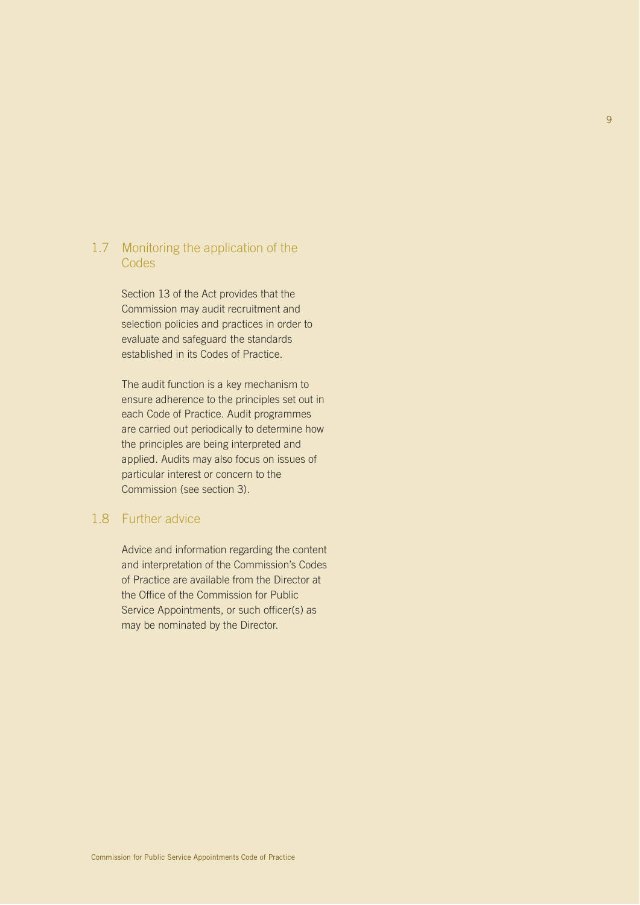## 1.7 Monitoring the application of the Codes

Section 13 of the Act provides that the Commission may audit recruitment and selection policies and practices in order to evaluate and safeguard the standards established in its Codes of Practice.

The audit function is a key mechanism to ensure adherence to the principles set out in each Code of Practice. Audit programmes are carried out periodically to determine how the principles are being interpreted and applied. Audits may also focus on issues of particular interest or concern to the Commission (see section 3).

## 1.8 Further advice

Advice and information regarding the content and interpretation of the Commission's Codes of Practice are available from the Director at the Office of the Commission for Public Service Appointments, or such officer(s) as may be nominated by the Director.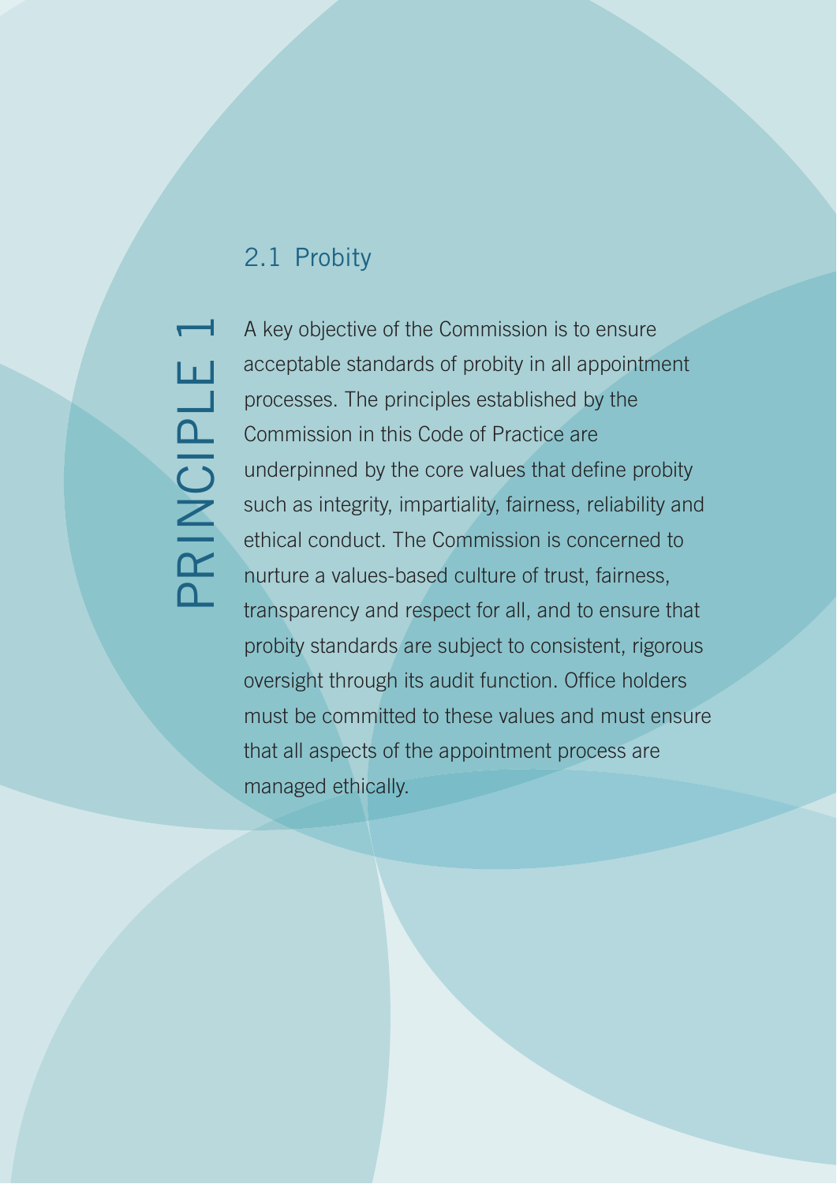# PRINCIPLE 1

## 2.1 Probity

A key objective of the Commission is to ensure acceptable standards of probity in all appointment processes. The principles established by the Commission in this Code of Practice are underpinned by the core values that define probity such as integrity, impartiality, fairness, reliability and ethical conduct. The Commission is concerned to nurture a values-based culture of trust, fairness, transparency and respect for all, and to ensure that probity standards are subject to consistent, rigorous oversight through its audit function. Office holders must be committed to these values and must ensure that all aspects of the appointment process are managed ethically.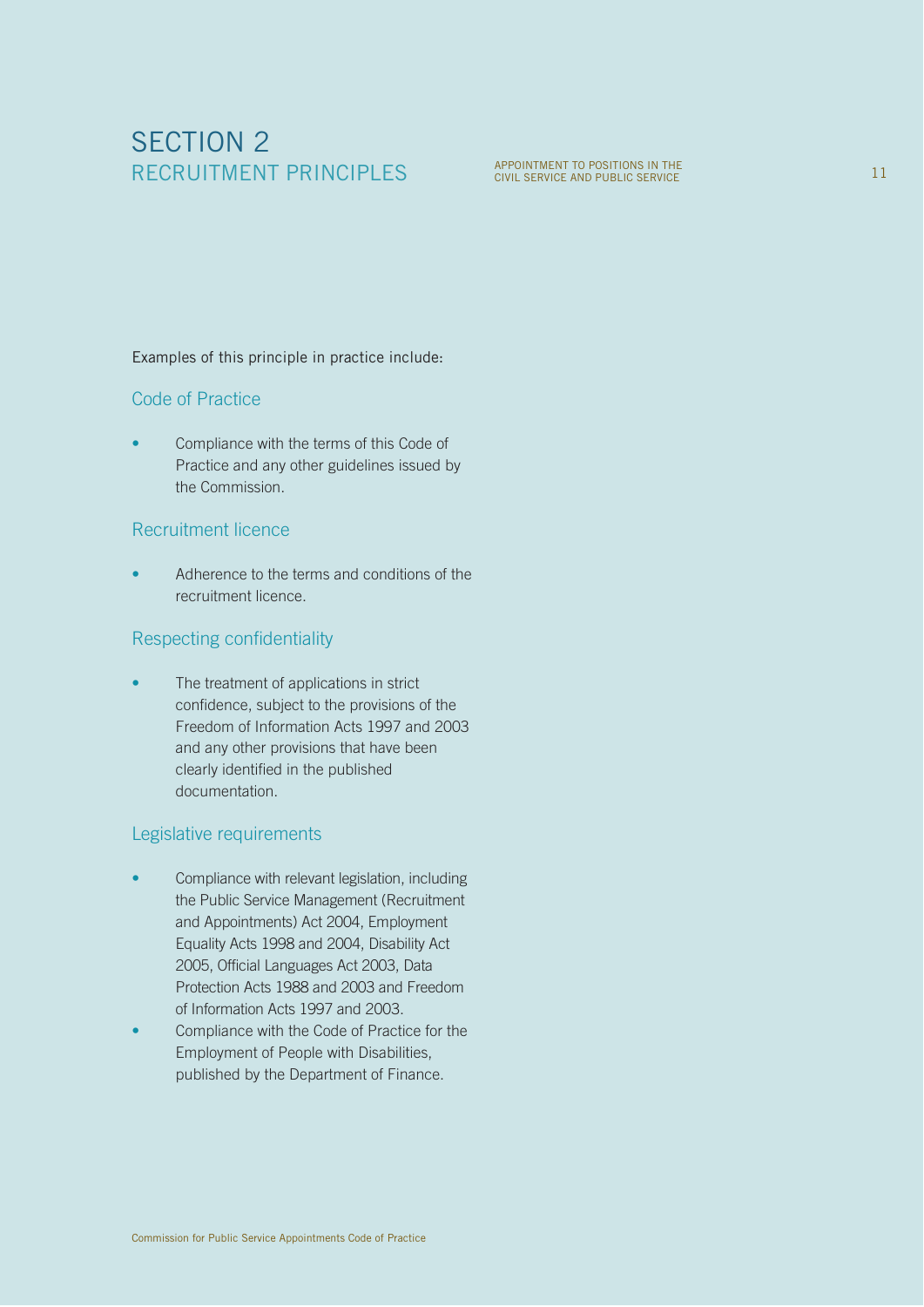Examples of this principle in practice include:

### Code of Practice

- Compliance with the terms of this Code of Practice and any other guidelines issued by the Commission.

### Recruitment licence

- Adherence to the terms and conditions of the recruitment licence.

### Respecting confidentiality

- The treatment of applications in strict confidence, subject to the provisions of the Freedom of Information Acts 1997 and 2003 and any other provisions that have been clearly identified in the published documentation.

### Legislative requirements

- Compliance with relevant legislation, including the Public Service Management (Recruitment and Appointments) Act 2004, Employment Equality Acts 1998 and 2004, Disability Act 2005, Official Languages Act 2003, Data Protection Acts 1988 and 2003 and Freedom of Information Acts 1997 and 2003.
- Compliance with the Code of Practice for the Employment of People with Disabilities, published by the Department of Finance.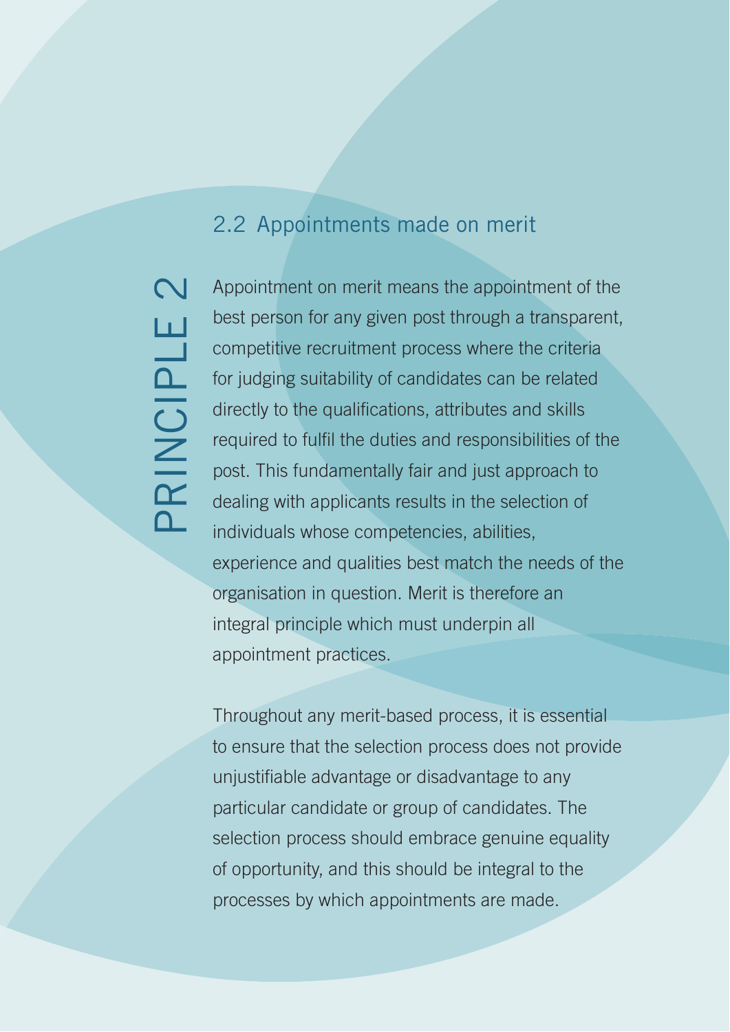PRINCIPLE 2

## 2.2 Appointments made on merit

Appointment on merit means the appointment of the best person for any given post through a transparent, competitive recruitment process where the criteria for judging suitability of candidates can be related directly to the qualifications, attributes and skills required to fulfil the duties and responsibilities of the post. This fundamentally fair and just approach to dealing with applicants results in the selection of individuals whose competencies, abilities, experience and qualities best match the needs of the organisation in question. Merit is therefore an integral principle which must underpin all appointment practices.

Throughout any merit-based process, it is essential to ensure that the selection process does not provide unjustifiable advantage or disadvantage to any particular candidate or group of candidates. The selection process should embrace genuine equality of opportunity, and this should be integral to the processes by which appointments are made.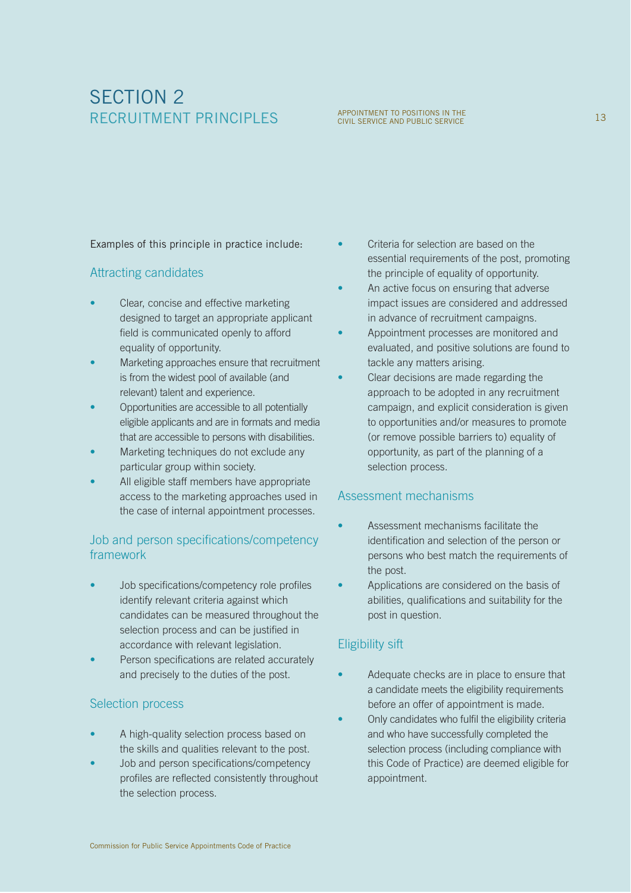Examples of this principle in practice include:

### Attracting candidates

- Clear, concise and effective marketing designed to target an appropriate applicant field is communicated openly to afford equality of opportunity.
- Marketing approaches ensure that recruitment is from the widest pool of available (and relevant) talent and experience.
- Opportunities are accessible to all potentially eligible applicants and are in formats and media that are accessible to persons with disabilities.
- Marketing techniques do not exclude any particular group within society.
- All eligible staff members have appropriate access to the marketing approaches used in the case of internal appointment processes.

### Job and person specifications/competency framework

- Job specifications/competency role profiles identify relevant criteria against which candidates can be measured throughout the selection process and can be justified in accordance with relevant legislation.
- Person specifications are related accurately and precisely to the duties of the post.

### Selection process

- A high-quality selection process based on the skills and qualities relevant to the post.
- Job and person specifications/competency profiles are reflected consistently throughout the selection process.
- Criteria for selection are based on the essential requirements of the post, promoting the principle of equality of opportunity.
- An active focus on ensuring that adverse impact issues are considered and addressed in advance of recruitment campaigns.
- Appointment processes are monitored and evaluated, and positive solutions are found to tackle any matters arising.
- Clear decisions are made regarding the approach to be adopted in any recruitment campaign, and explicit consideration is given to opportunities and/or measures to promote (or remove possible barriers to) equality of opportunity, as part of the planning of a selection process.

### Assessment mechanisms

- Assessment mechanisms facilitate the identification and selection of the person or persons who best match the requirements of the post.
- Applications are considered on the basis of abilities, qualifications and suitability for the post in question.

### Eligibility sift

- Adequate checks are in place to ensure that a candidate meets the eligibility requirements before an offer of appointment is made.
- Only candidates who fulfil the eligibility criteria and who have successfully completed the selection process (including compliance with this Code of Practice) are deemed eligible for appointment.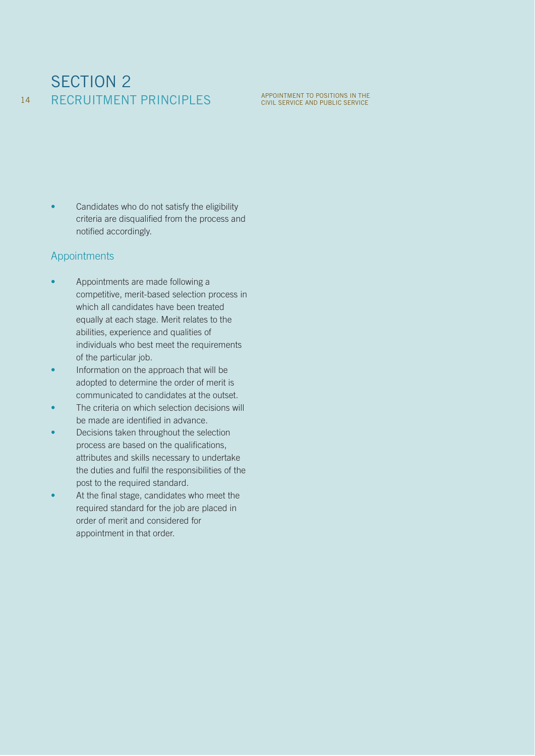- Candidates who do not satisfy the eligibility criteria are disqualified from the process and notified accordingly.

## Appointments

- Appointments are made following a competitive, merit-based selection process in which all candidates have been treated equally at each stage. Merit relates to the abilities, experience and qualities of individuals who best meet the requirements of the particular job.
- Information on the approach that will be adopted to determine the order of merit is communicated to candidates at the outset.
- The criteria on which selection decisions will be made are identified in advance.
- Decisions taken throughout the selection process are based on the qualifications, attributes and skills necessary to undertake the duties and fulfil the responsibilities of the post to the required standard.
- At the final stage, candidates who meet the required standard for the job are placed in order of merit and considered for appointment in that order.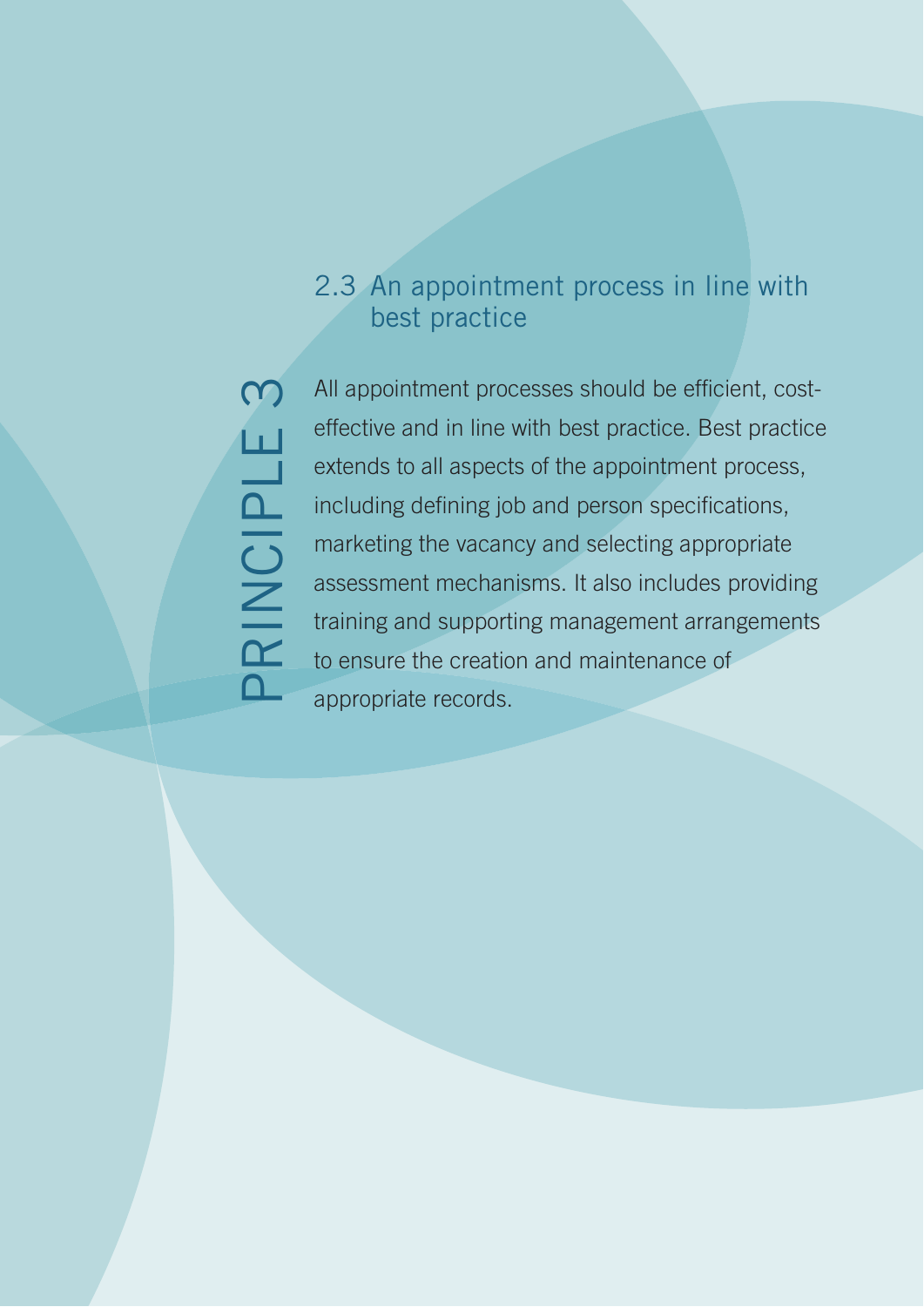PRINCIPLE 3

## 2.3 An appointment process in line with best practice

All appointment processes should be efficient, cost-effective and in line with best practice. Best practice extends to all aspects of the appointment process, including defining job and person specifications, marketing the vacancy and selecting appropriate assessment mechanisms. It also includes providing training and supporting management arrangements to ensure the creation and maintenance of appropriate records.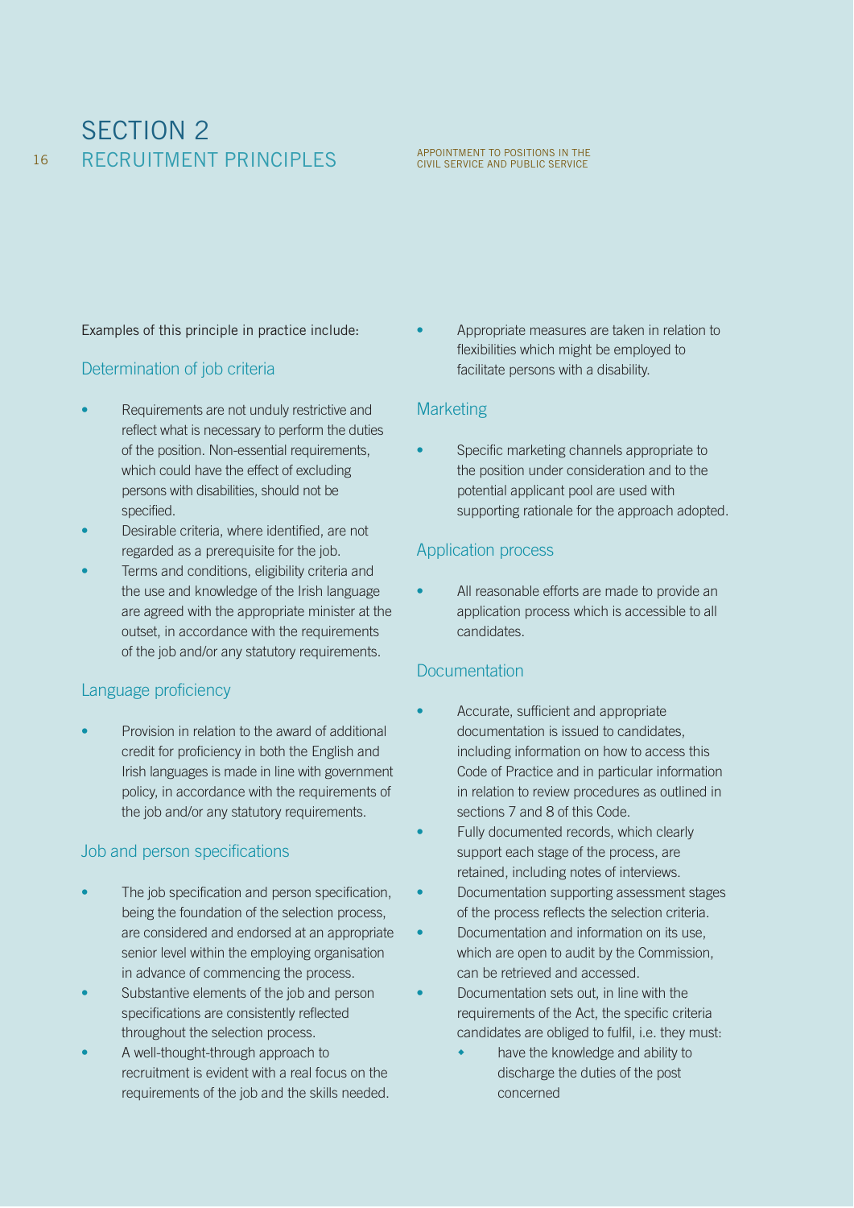Examples of this principle in practice include:

### Determination of job criteria

- Requirements are not unduly restrictive and reflect what is necessary to perform the duties of the position. Non-essential requirements, which could have the effect of excluding persons with disabilities, should not be specified.
- Desirable criteria, where identified, are not regarded as a prerequisite for the job.
- Terms and conditions, eligibility criteria and the use and knowledge of the Irish language are agreed with the appropriate minister at the outset, in accordance with the requirements of the job and/or any statutory requirements.

### Language proficiency

- Provision in relation to the award of additional credit for proficiency in both the English and Irish languages is made in line with government policy, in accordance with the requirements of the job and/or any statutory requirements.

### Job and person specifications

- The job specification and person specification, being the foundation of the selection process, are considered and endorsed at an appropriate senior level within the employing organisation in advance of commencing the process.
- Substantive elements of the job and person specifications are consistently reflected throughout the selection process.
- A well-thought-through approach to recruitment is evident with a real focus on the requirements of the job and the skills needed.
- Appropriate measures are taken in relation to flexibilities which might be employed to facilitate persons with a disability.

### Marketing

- Specific marketing channels appropriate to the position under consideration and to the potential applicant pool are used with supporting rationale for the approach adopted.

### Application process

- All reasonable efforts are made to provide an application process which is accessible to all candidates.

### Documentation

- Accurate, sufficient and appropriate documentation is issued to candidates, including information on how to access this Code of Practice and in particular information in relation to review procedures as outlined in sections 7 and 8 of this Code.
- Fully documented records, which clearly support each stage of the process, are retained, including notes of interviews.
- Documentation supporting assessment stages of the process reflects the selection criteria.
- Documentation and information on its use, which are open to audit by the Commission, can be retrieved and accessed.
- Documentation sets out, in line with the requirements of the Act, the specific criteria candidates are obliged to fulfil, i.e. they must:
    - have the knowledge and ability to discharge the duties of the post concerned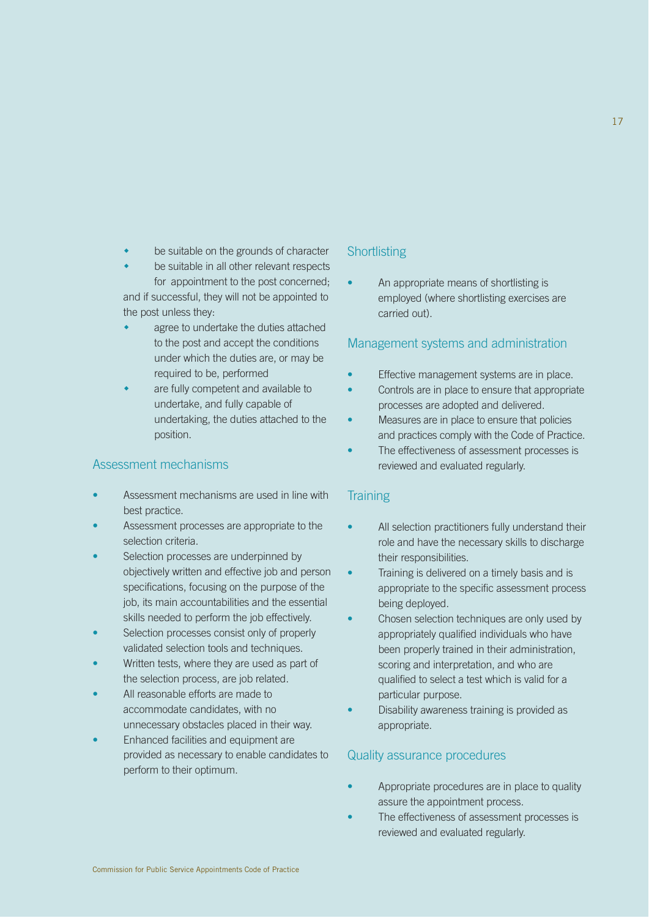- be suitable on the grounds of character
- be suitable in all other relevant respects for appointment to the post concerned;

and if successful, they will not be appointed to the post unless they:

- agree to undertake the duties attached to the post and accept the conditions under which the duties are, or may be required to be, performed
- are fully competent and available to undertake, and fully capable of undertaking, the duties attached to the position.

## Assessment mechanisms

- Assessment mechanisms are used in line with best practice.
- Assessment processes are appropriate to the selection criteria.
- Selection processes are underpinned by objectively written and effective job and person specifications, focusing on the purpose of the job, its main accountabilities and the essential skills needed to perform the job effectively.
- Selection processes consist only of properly validated selection tools and techniques.
- Written tests, where they are used as part of the selection process, are job related.
- All reasonable efforts are made to accommodate candidates, with no unnecessary obstacles placed in their way.
- Enhanced facilities and equipment are provided as necessary to enable candidates to perform to their optimum.

## Shortlisting

- An appropriate means of shortlisting is employed (where shortlisting exercises are carried out).

## Management systems and administration

- Effective management systems are in place.
- Controls are in place to ensure that appropriate processes are adopted and delivered.
- Measures are in place to ensure that policies and practices comply with the Code of Practice.
- The effectiveness of assessment processes is reviewed and evaluated regularly.

## Training

- All selection practitioners fully understand their role and have the necessary skills to discharge their responsibilities.
- Training is delivered on a timely basis and is appropriate to the specific assessment process being deployed.
- Chosen selection techniques are only used by appropriately qualified individuals who have been properly trained in their administration, scoring and interpretation, and who are qualified to select a test which is valid for a particular purpose.
- Disability awareness training is provided as appropriate.

## Quality assurance procedures

- Appropriate procedures are in place to quality assure the appointment process.
- The effectiveness of assessment processes is reviewed and evaluated regularly.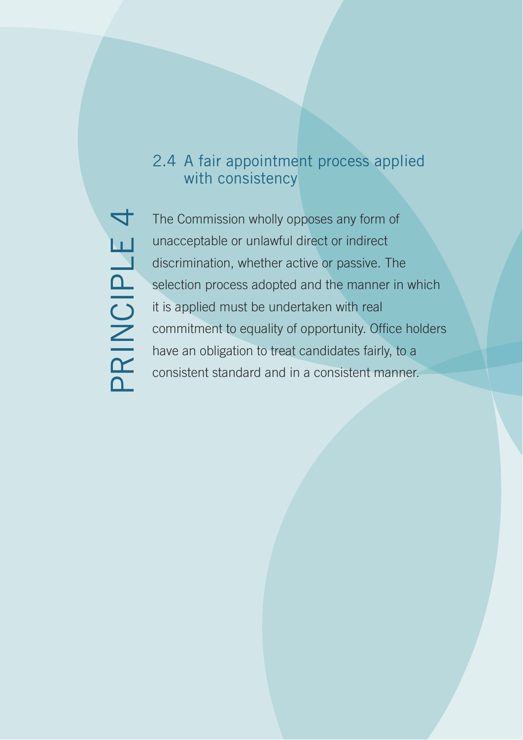PRINCIPLE 4

## 2.4 A fair appointment process applied with consistency

The Commission wholly opposes any form of unacceptable or unlawful direct or indirect discrimination, whether active or passive. The selection process adopted and the manner in which it is applied must be undertaken with real commitment to equality of opportunity. Office holders have an obligation to treat candidates fairly, to a consistent standard and in a consistent manner.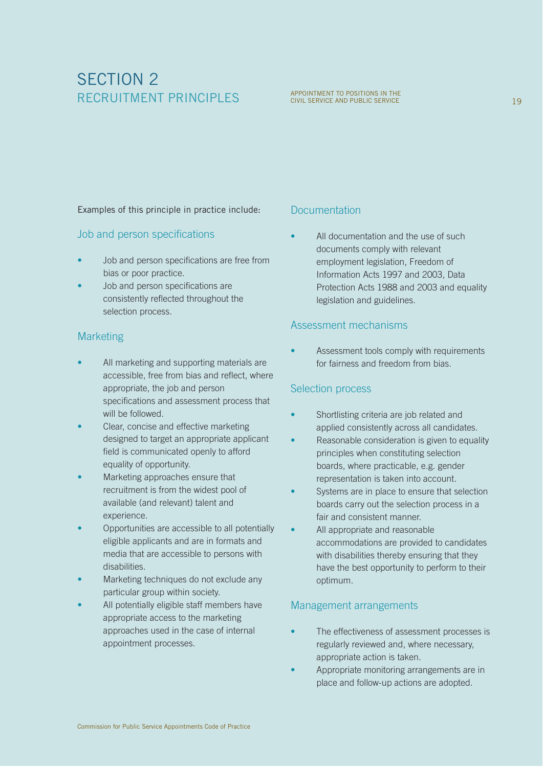Examples of this principle in practice include:

### Job and person specifications

- Job and person specifications are free from bias or poor practice.
- Job and person specifications are consistently reflected throughout the selection process.

### Marketing

- All marketing and supporting materials are accessible, free from bias and reflect, where appropriate, the job and person specifications and assessment process that will be followed.
- Clear, concise and effective marketing designed to target an appropriate applicant field is communicated openly to afford equality of opportunity.
- Marketing approaches ensure that recruitment is from the widest pool of available (and relevant) talent and experience.
- Opportunities are accessible to all potentially eligible applicants and are in formats and media that are accessible to persons with disabilities.
- Marketing techniques do not exclude any particular group within society.
- All potentially eligible staff members have appropriate access to the marketing approaches used in the case of internal appointment processes.

### Documentation

- All documentation and the use of such documents comply with relevant employment legislation, Freedom of Information Acts 1997 and 2003, Data Protection Acts 1988 and 2003 and equality legislation and guidelines.

### Assessment mechanisms

- Assessment tools comply with requirements for fairness and freedom from bias.

### Selection process

- Shortlisting criteria are job related and applied consistently across all candidates.
- Reasonable consideration is given to equality principles when constituting selection boards, where practicable, e.g. gender representation is taken into account.
- Systems are in place to ensure that selection boards carry out the selection process in a fair and consistent manner.
- All appropriate and reasonable accommodations are provided to candidates with disabilities thereby ensuring that they have the best opportunity to perform to their optimum.

### Management arrangements

- The effectiveness of assessment processes is regularly reviewed and, where necessary, appropriate action is taken.
- Appropriate monitoring arrangements are in place and follow-up actions are adopted.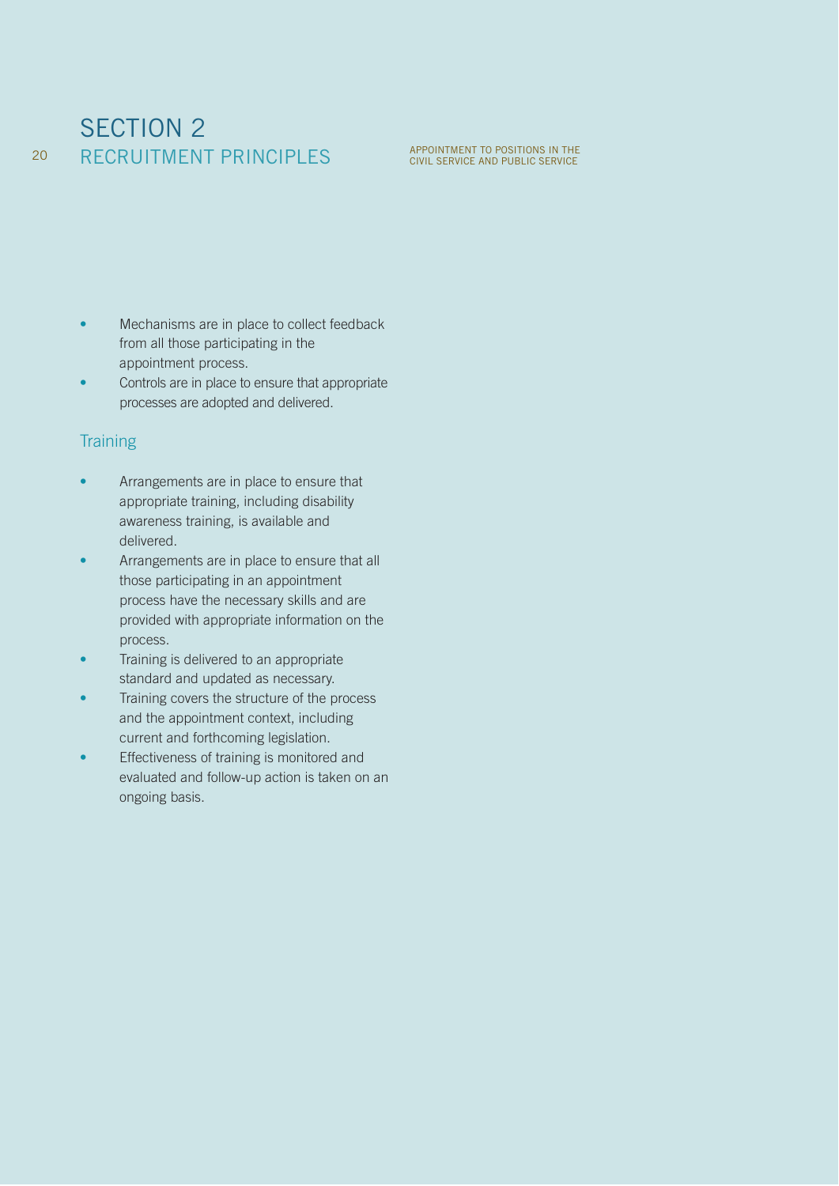- Mechanisms are in place to collect feedback from all those participating in the appointment process.
- Controls are in place to ensure that appropriate processes are adopted and delivered.

### Training

- Arrangements are in place to ensure that appropriate training, including disability awareness training, is available and delivered.
- Arrangements are in place to ensure that all those participating in an appointment process have the necessary skills and are provided with appropriate information on the process.
- Training is delivered to an appropriate standard and updated as necessary.
- Training covers the structure of the process and the appointment context, including current and forthcoming legislation.
- Effectiveness of training is monitored and evaluated and follow-up action is taken on an ongoing basis.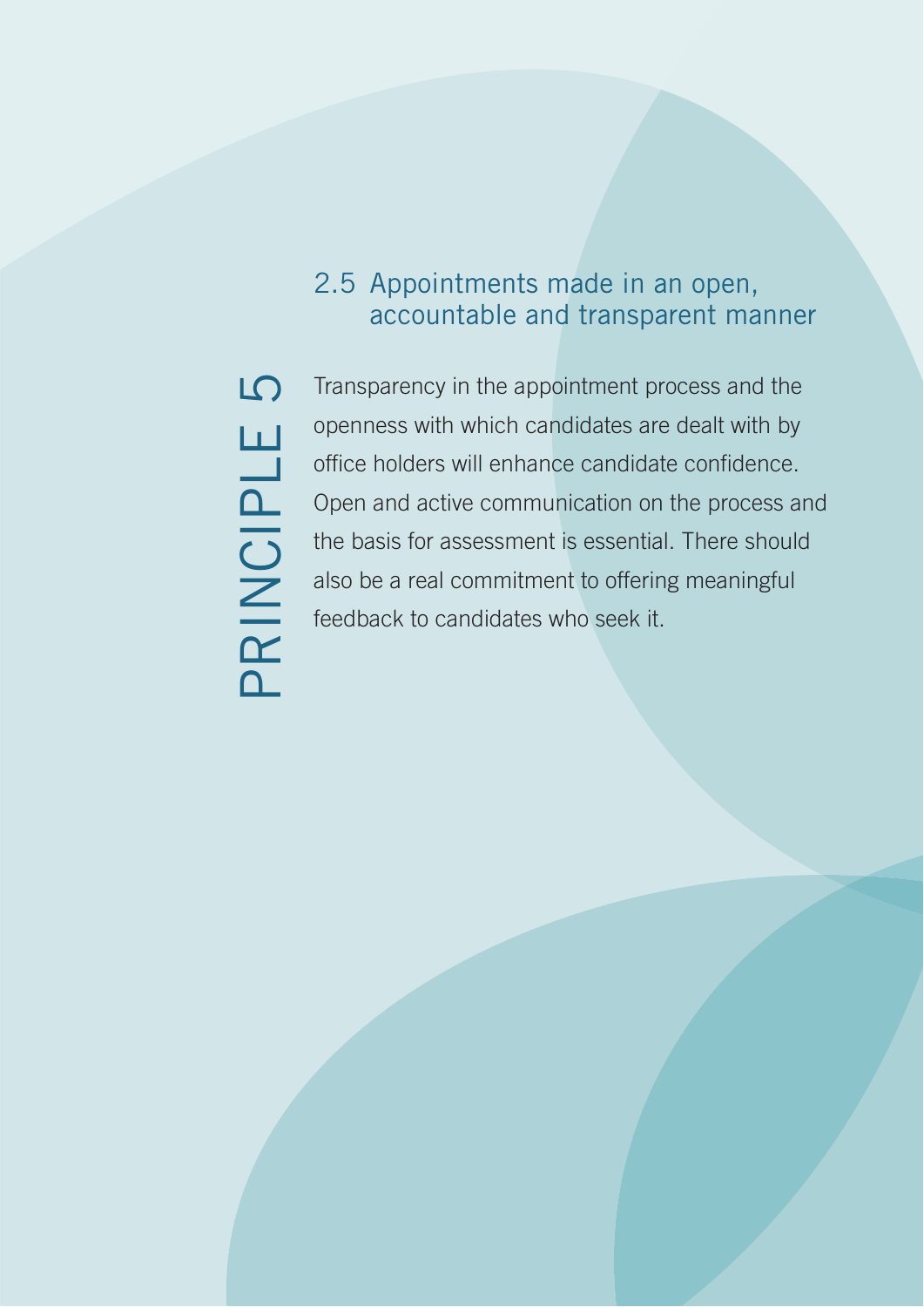# PRINCIPLE 5

## 2.5 Appointments made in an open, accountable and transparent manner

Transparency in the appointment process and the openness with which candidates are dealt with by office holders will enhance candidate confidence. Open and active communication on the process and the basis for assessment is essential. There should also be a real commitment to offering meaningful feedback to candidates who seek it.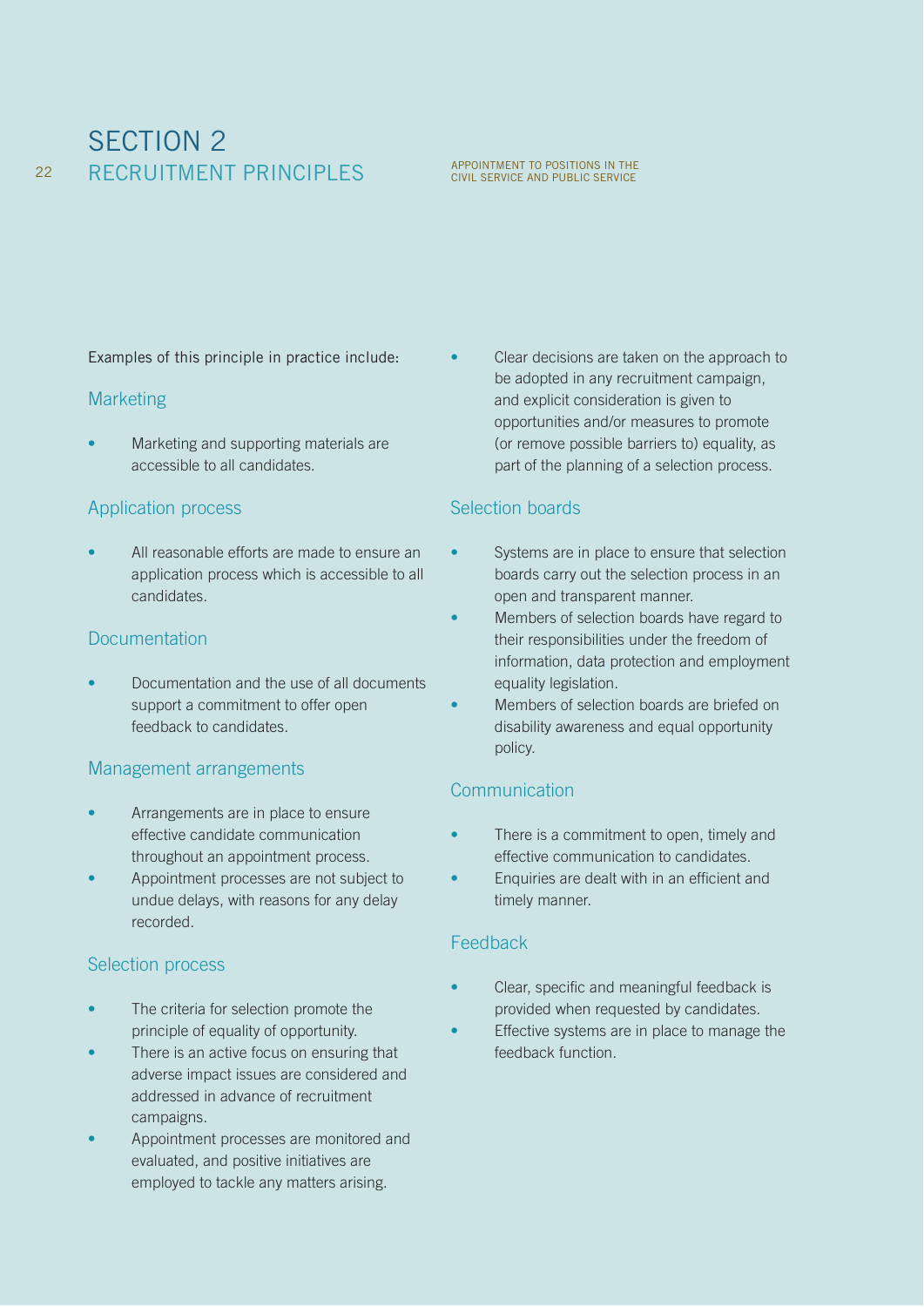Examples of this principle in practice include:

### Marketing

- Marketing and supporting materials are accessible to all candidates.

### Application process

- All reasonable efforts are made to ensure an application process which is accessible to all candidates.

### Documentation

- Documentation and the use of all documents support a commitment to offer open feedback to candidates.

### Management arrangements

- Arrangements are in place to ensure effective candidate communication throughout an appointment process.
- Appointment processes are not subject to undue delays, with reasons for any delay recorded.

### Selection process

- The criteria for selection promote the principle of equality of opportunity.
- There is an active focus on ensuring that adverse impact issues are considered and addressed in advance of recruitment campaigns.
- Appointment processes are monitored and evaluated, and positive initiatives are employed to tackle any matters arising.
- Clear decisions are taken on the approach to be adopted in any recruitment campaign, and explicit consideration is given to opportunities and/or measures to promote (or remove possible barriers to) equality, as part of the planning of a selection process.

### Selection boards

- Systems are in place to ensure that selection boards carry out the selection process in an open and transparent manner.
- Members of selection boards have regard to their responsibilities under the freedom of information, data protection and employment equality legislation.
- Members of selection boards are briefed on disability awareness and equal opportunity policy.

### Communication

- There is a commitment to open, timely and effective communication to candidates.
- Enquiries are dealt with in an efficient and timely manner.

### Feedback

- Clear, specific and meaningful feedback is provided when requested by candidates.
- Effective systems are in place to manage the feedback function.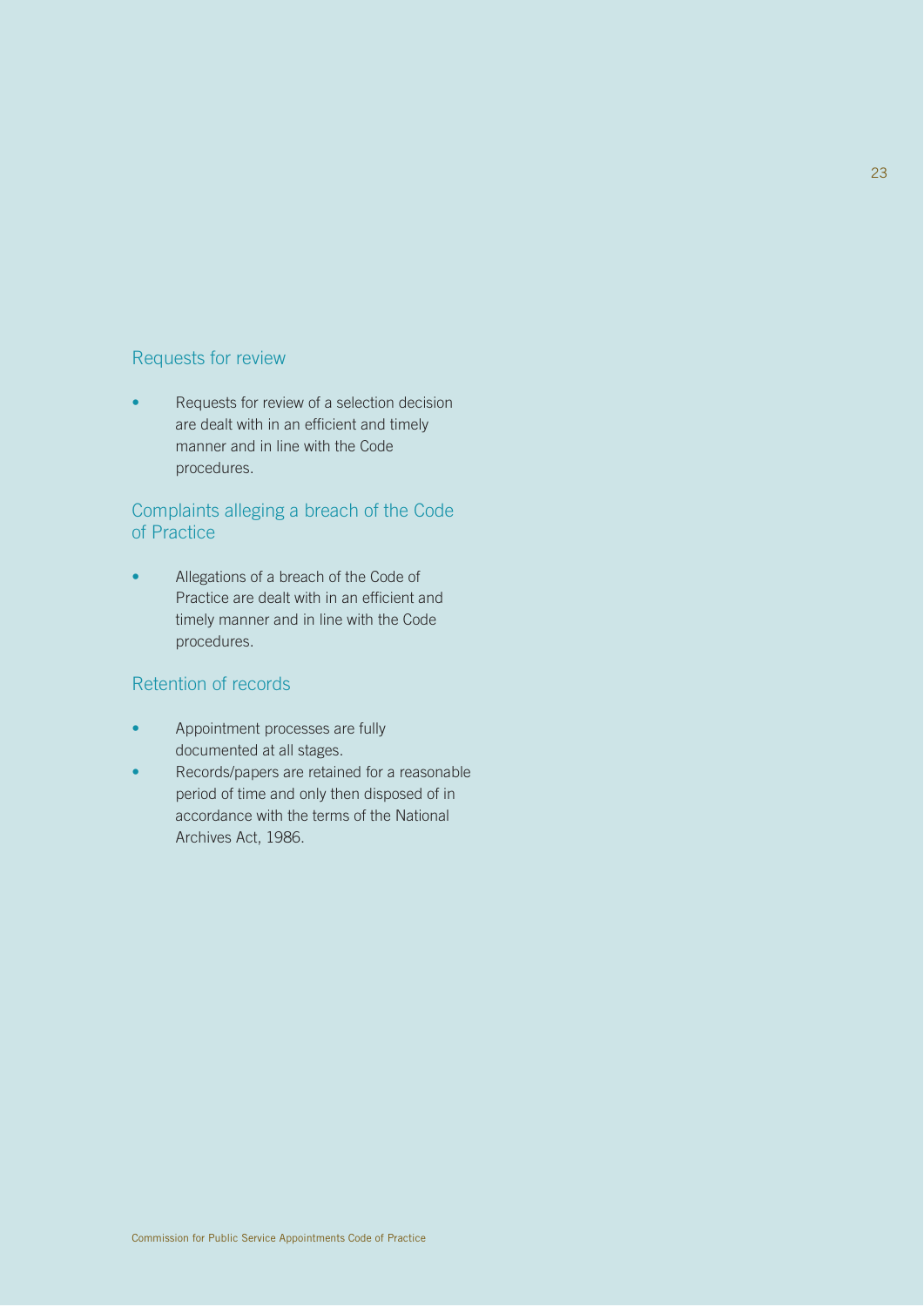## Requests for review

- Requests for review of a selection decision are dealt with in an efficient and timely manner and in line with the Code procedures.

## Complaints alleging a breach of the Code of Practice

- Allegations of a breach of the Code of Practice are dealt with in an efficient and timely manner and in line with the Code procedures.

## Retention of records

- Appointment processes are fully documented at all stages.
- Records/papers are retained for a reasonable period of time and only then disposed of in accordance with the terms of the National Archives Act, 1986.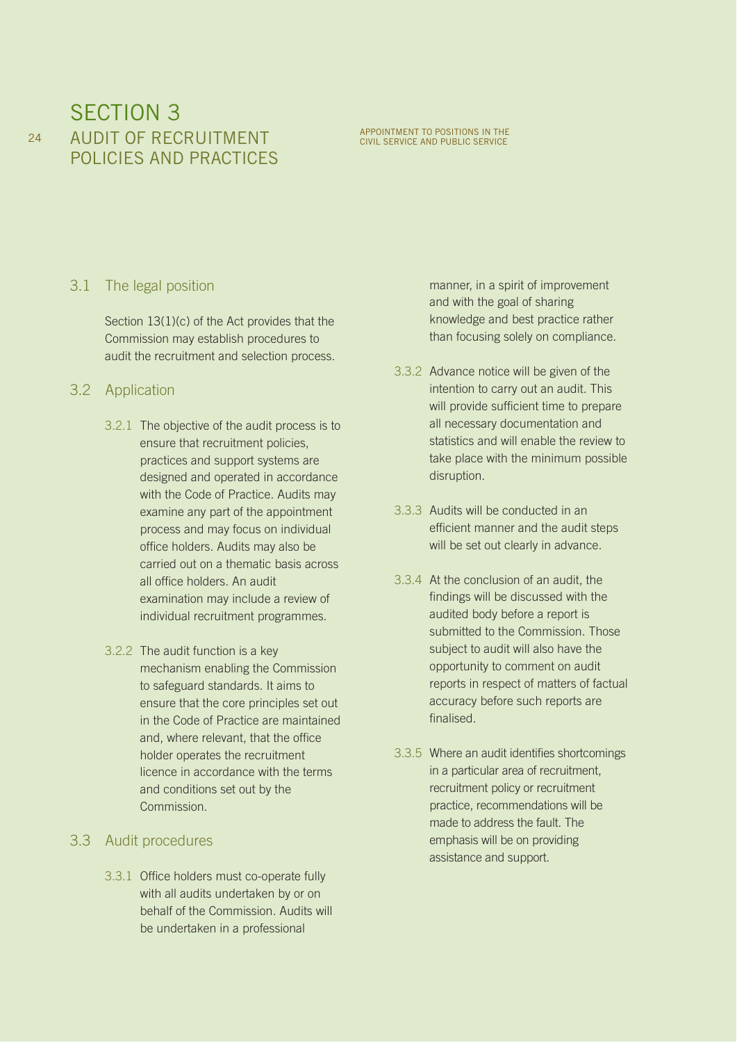# SECTION 3
# AUDIT OF RECRUITMENT POLICIES AND PRACTICES

## 3.1 The legal position

Section 13(1)(c) of the Act provides that the Commission may establish procedures to audit the recruitment and selection process.

## 3.2 Application

3.2.1 The objective of the audit process is to ensure that recruitment policies, practices and support systems are designed and operated in accordance with the Code of Practice. Audits may examine any part of the appointment process and may focus on individual office holders. Audits may also be carried out on a thematic basis across all office holders. An audit examination may include a review of individual recruitment programmes.

3.2.2 The audit function is a key mechanism enabling the Commission to safeguard standards. It aims to ensure that the core principles set out in the Code of Practice are maintained and, where relevant, that the office holder operates the recruitment licence in accordance with the terms and conditions set out by the Commission.

## 3.3 Audit procedures

3.3.1 Office holders must co-operate fully with all audits undertaken by or on behalf of the Commission. Audits will be undertaken in a professional manner, in a spirit of improvement and with the goal of sharing knowledge and best practice rather than focusing solely on compliance.

3.3.2 Advance notice will be given of the intention to carry out an audit. This will provide sufficient time to prepare all necessary documentation and statistics and will enable the review to take place with the minimum possible disruption.

3.3.3 Audits will be conducted in an efficient manner and the audit steps will be set out clearly in advance.

3.3.4 At the conclusion of an audit, the findings will be discussed with the audited body before a report is submitted to the Commission. Those subject to audit will also have the opportunity to comment on audit reports in respect of matters of factual accuracy before such reports are finalised.

3.3.5 Where an audit identifies shortcomings in a particular area of recruitment, recruitment policy or recruitment practice, recommendations will be made to address the fault. The emphasis will be on providing assistance and support.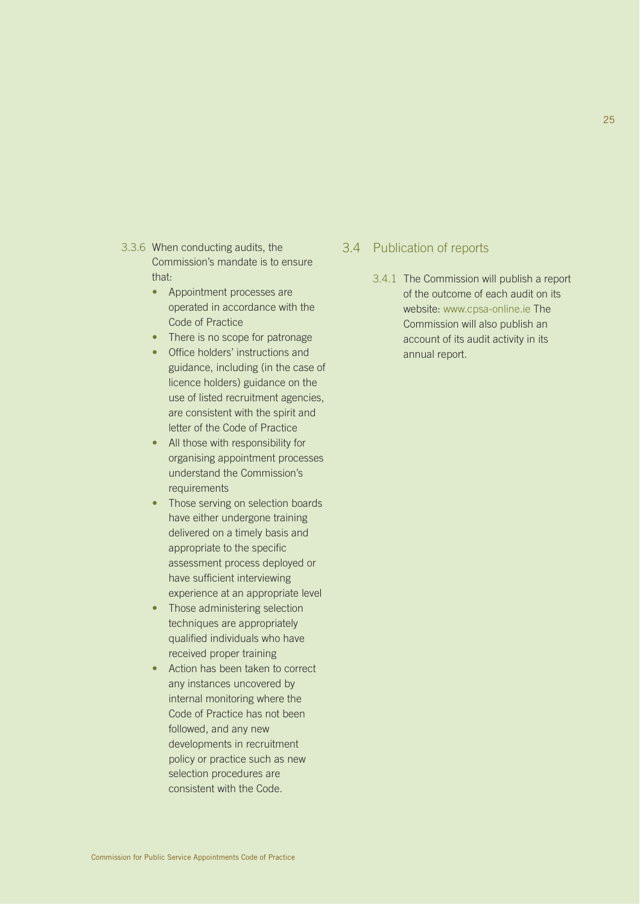3.3.6 When conducting audits, the Commission's mandate is to ensure that:

- Appointment processes are operated in accordance with the Code of Practice
- There is no scope for patronage
- Office holders' instructions and guidance, including (in the case of licence holders) guidance on the use of listed recruitment agencies, are consistent with the spirit and letter of the Code of Practice
- All those with responsibility for organising appointment processes understand the Commission's requirements
- Those serving on selection boards have either undergone training delivered on a timely basis and appropriate to the specific assessment process deployed or have sufficient interviewing experience at an appropriate level
- Those administering selection techniques are appropriately qualified individuals who have received proper training
- Action has been taken to correct any instances uncovered by internal monitoring where the Code of Practice has not been followed, and any new developments in recruitment policy or practice such as new selection procedures are consistent with the Code.

## 3.4 Publication of reports

3.4.1 The Commission will publish a report of the outcome of each audit on its website: www.cpsa-online.ie The Commission will also publish an account of its audit activity in its annual report.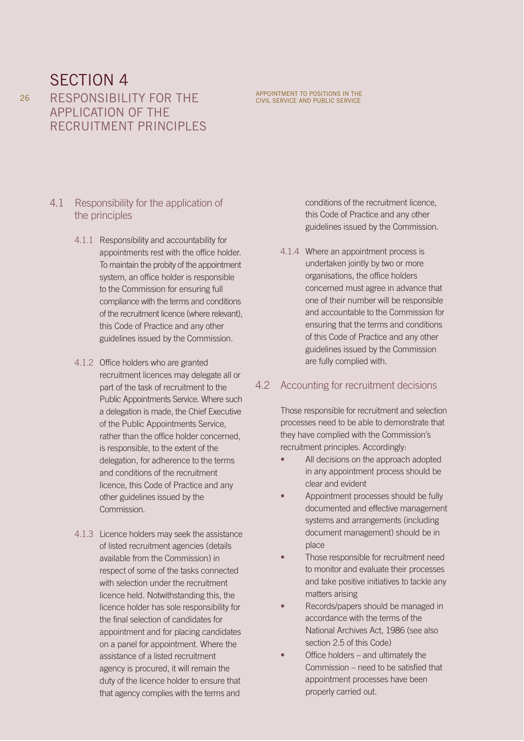# SECTION 4
## RESPONSIBILITY FOR THE APPLICATION OF THE RECRUITMENT PRINCIPLES

### 4.1 Responsibility for the application of the principles

4.1.1 Responsibility and accountability for appointments rest with the office holder. To maintain the probity of the appointment system, an office holder is responsible to the Commission for ensuring full compliance with the terms and conditions of the recruitment licence (where relevant), this Code of Practice and any other guidelines issued by the Commission.

4.1.2 Office holders who are granted recruitment licences may delegate all or part of the task of recruitment to the Public Appointments Service. Where such a delegation is made, the Chief Executive of the Public Appointments Service, rather than the office holder concerned, is responsible, to the extent of the delegation, for adherence to the terms and conditions of the recruitment licence, this Code of Practice and any other guidelines issued by the Commission.

4.1.3 Licence holders may seek the assistance of listed recruitment agencies (details available from the Commission) in respect of some of the tasks connected with selection under the recruitment licence held. Notwithstanding this, the licence holder has sole responsibility for the final selection of candidates for appointment and for placing candidates on a panel for appointment. Where the assistance of a listed recruitment agency is procured, it will remain the duty of the licence holder to ensure that that agency complies with the terms and conditions of the recruitment licence, this Code of Practice and any other guidelines issued by the Commission.

4.1.4 Where an appointment process is undertaken jointly by two or more organisations, the office holders concerned must agree in advance that one of their number will be responsible and accountable to the Commission for ensuring that the terms and conditions of this Code of Practice and any other guidelines issued by the Commission are fully complied with.

### 4.2 Accounting for recruitment decisions

Those responsible for recruitment and selection processes need to be able to demonstrate that they have complied with the Commission's recruitment principles. Accordingly:

- All decisions on the approach adopted in any appointment process should be clear and evident
- Appointment processes should be fully documented and effective management systems and arrangements (including document management) should be in place
- Those responsible for recruitment need to monitor and evaluate their processes and take positive initiatives to tackle any matters arising
- Records/papers should be managed in accordance with the terms of the National Archives Act, 1986 (see also section 2.5 of this Code)
- Office holders – and ultimately the Commission – need to be satisfied that appointment processes have been properly carried out.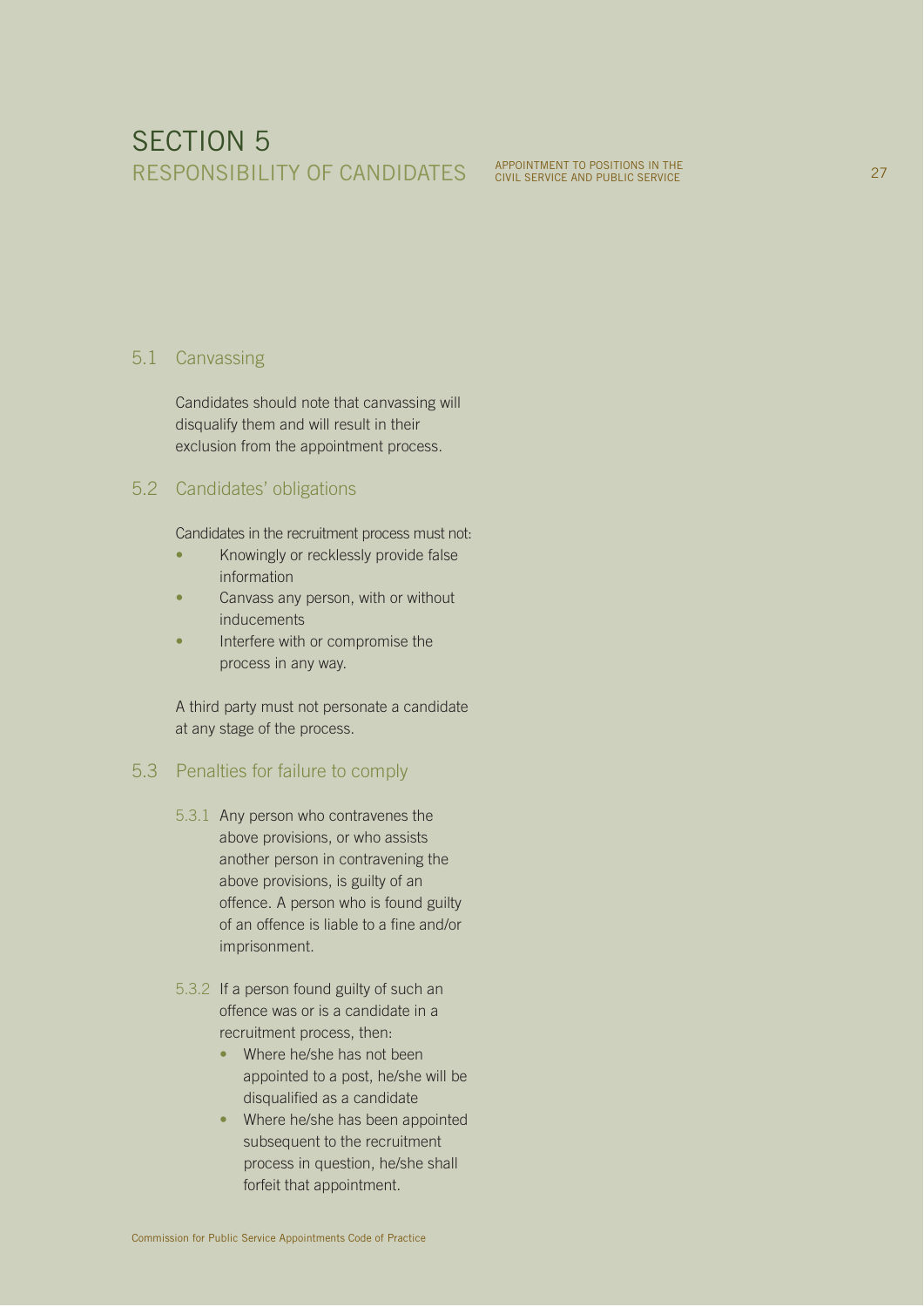# SECTION 5
## RESPONSIBILITY OF CANDIDATES

### 5.1 Canvassing

Candidates should note that canvassing will disqualify them and will result in their exclusion from the appointment process.

### 5.2 Candidates' obligations

Candidates in the recruitment process must not:

- Knowingly or recklessly provide false information
- Canvass any person, with or without inducements
- Interfere with or compromise the process in any way.

A third party must not personate a candidate at any stage of the process.

### 5.3 Penalties for failure to comply

5.3.1 Any person who contravenes the above provisions, or who assists another person in contravening the above provisions, is guilty of an offence. A person who is found guilty of an offence is liable to a fine and/or imprisonment.

5.3.2 If a person found guilty of such an offence was or is a candidate in a recruitment process, then:

- Where he/she has not been appointed to a post, he/she will be disqualified as a candidate
- Where he/she has been appointed subsequent to the recruitment process in question, he/she shall forfeit that appointment.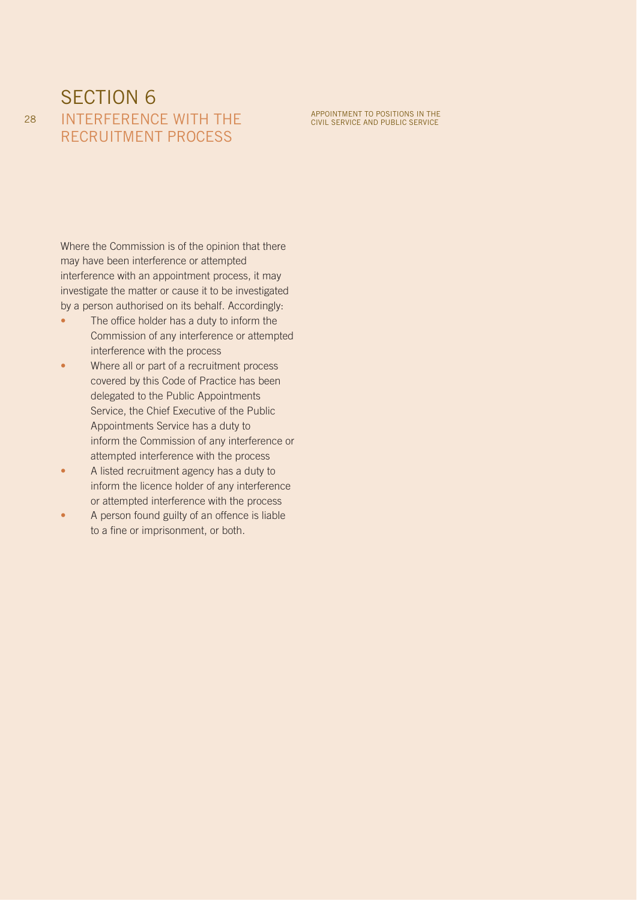# SECTION 6
## INTERFERENCE WITH THE RECRUITMENT PROCESS

Where the Commission is of the opinion that there may have been interference or attempted interference with an appointment process, it may investigate the matter or cause it to be investigated by a person authorised on its behalf. Accordingly:

- The office holder has a duty to inform the Commission of any interference or attempted interference with the process
- Where all or part of a recruitment process covered by this Code of Practice has been delegated to the Public Appointments Service, the Chief Executive of the Public Appointments Service has a duty to inform the Commission of any interference or attempted interference with the process
- A listed recruitment agency has a duty to inform the licence holder of any interference or attempted interference with the process
- A person found guilty of an offence is liable to a fine or imprisonment, or both.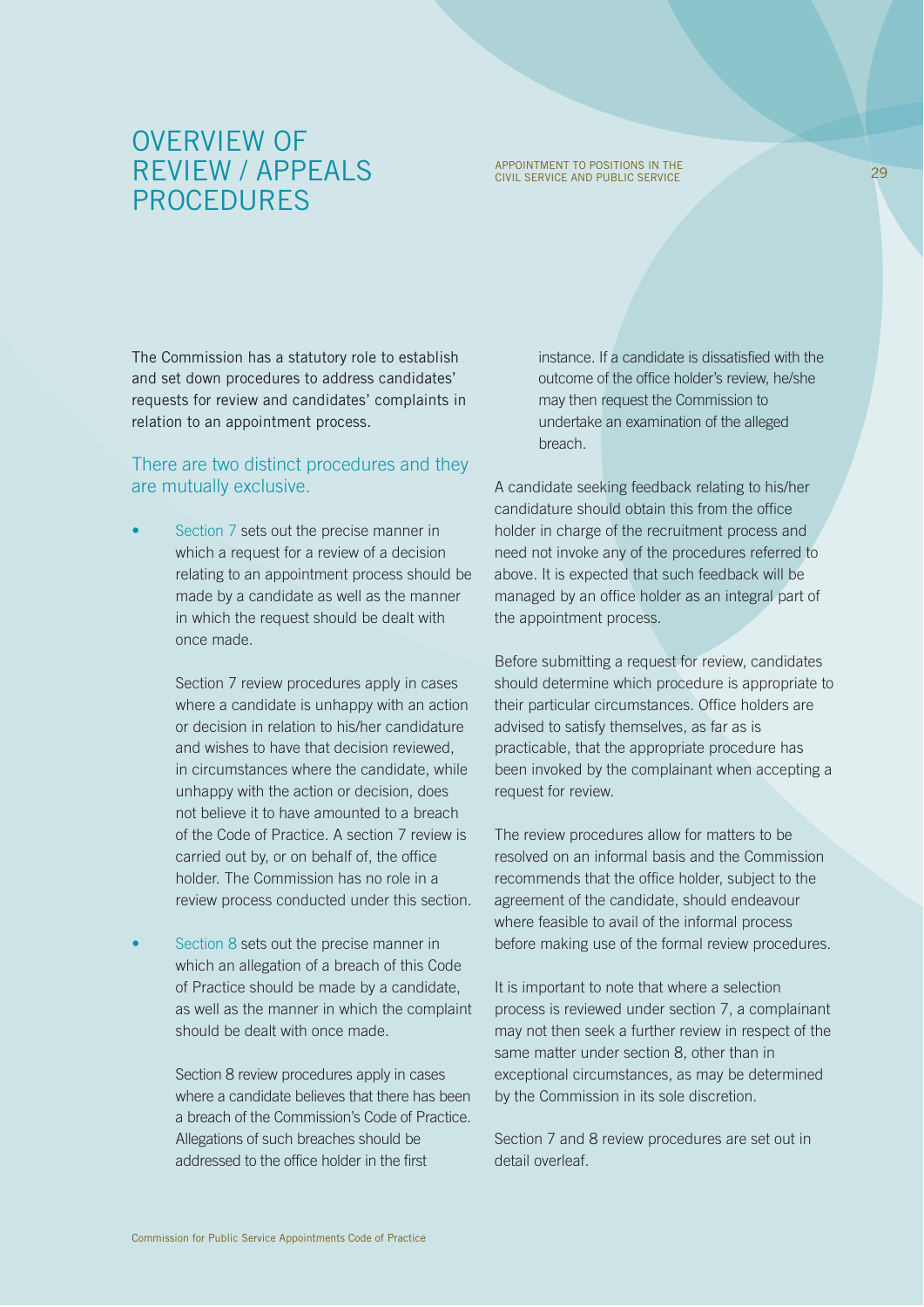# OVERVIEW OF REVIEW / APPEALS PROCEDURES

The Commission has a statutory role to establish and set down procedures to address candidates' requests for review and candidates' complaints in relation to an appointment process.

## There are two distinct procedures and they are mutually exclusive.

- Section 7 sets out the precise manner in which a request for a review of a decision relating to an appointment process should be made by a candidate as well as the manner in which the request should be dealt with once made.

  Section 7 review procedures apply in cases where a candidate is unhappy with an action or decision in relation to his/her candidature and wishes to have that decision reviewed, in circumstances where the candidate, while unhappy with the action or decision, does not believe it to have amounted to a breach of the Code of Practice. A section 7 review is carried out by, or on behalf of, the office holder. The Commission has no role in a review process conducted under this section.

- Section 8 sets out the precise manner in which an allegation of a breach of this Code of Practice should be made by a candidate, as well as the manner in which the complaint should be dealt with once made.

  Section 8 review procedures apply in cases where a candidate believes that there has been a breach of the Commission's Code of Practice. Allegations of such breaches should be addressed to the office holder in the first instance. If a candidate is dissatisfied with the outcome of the office holder's review, he/she may then request the Commission to undertake an examination of the alleged breach.

A candidate seeking feedback relating to his/her candidature should obtain this from the office holder in charge of the recruitment process and need not invoke any of the procedures referred to above. It is expected that such feedback will be managed by an office holder as an integral part of the appointment process.

Before submitting a request for review, candidates should determine which procedure is appropriate to their particular circumstances. Office holders are advised to satisfy themselves, as far as is practicable, that the appropriate procedure has been invoked by the complainant when accepting a request for review.

The review procedures allow for matters to be resolved on an informal basis and the Commission recommends that the office holder, subject to the agreement of the candidate, should endeavour where feasible to avail of the informal process before making use of the formal review procedures.

It is important to note that where a selection process is reviewed under section 7, a complainant may not then seek a further review in respect of the same matter under section 8, other than in exceptional circumstances, as may be determined by the Commission in its sole discretion.

Section 7 and 8 review procedures are set out in detail overleaf.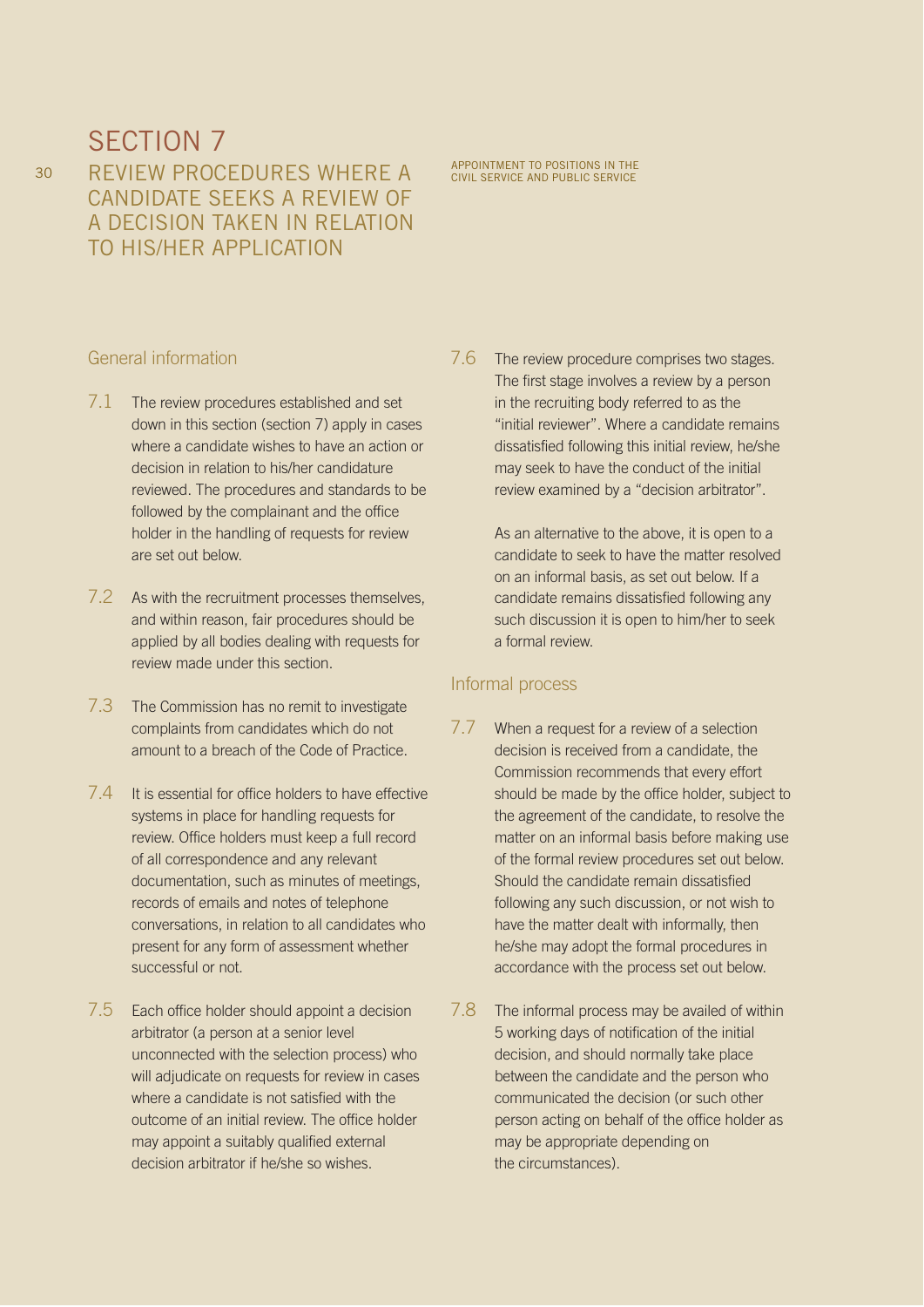# SECTION 7

## REVIEW PROCEDURES WHERE A CANDIDATE SEEKS A REVIEW OF A DECISION TAKEN IN RELATION TO HIS/HER APPLICATION

### General information

7.1 The review procedures established and set down in this section (section 7) apply in cases where a candidate wishes to have an action or decision in relation to his/her candidature reviewed. The procedures and standards to be followed by the complainant and the office holder in the handling of requests for review are set out below.

7.2 As with the recruitment processes themselves, and within reason, fair procedures should be applied by all bodies dealing with requests for review made under this section.

7.3 The Commission has no remit to investigate complaints from candidates which do not amount to a breach of the Code of Practice.

7.4 It is essential for office holders to have effective systems in place for handling requests for review. Office holders must keep a full record of all correspondence and any relevant documentation, such as minutes of meetings, records of emails and notes of telephone conversations, in relation to all candidates who present for any form of assessment whether successful or not.

7.5 Each office holder should appoint a decision arbitrator (a person at a senior level unconnected with the selection process) who will adjudicate on requests for review in cases where a candidate is not satisfied with the outcome of an initial review. The office holder may appoint a suitably qualified external decision arbitrator if he/she so wishes.

7.6 The review procedure comprises two stages. The first stage involves a review by a person in the recruiting body referred to as the "initial reviewer". Where a candidate remains dissatisfied following this initial review, he/she may seek to have the conduct of the initial review examined by a "decision arbitrator".

As an alternative to the above, it is open to a candidate to seek to have the matter resolved on an informal basis, as set out below. If a candidate remains dissatisfied following any such discussion it is open to him/her to seek a formal review.

### Informal process

7.7 When a request for a review of a selection decision is received from a candidate, the Commission recommends that every effort should be made by the office holder, subject to the agreement of the candidate, to resolve the matter on an informal basis before making use of the formal review procedures set out below. Should the candidate remain dissatisfied following any such discussion, or not wish to have the matter dealt with informally, then he/she may adopt the formal procedures in accordance with the process set out below.

7.8 The informal process may be availed of within 5 working days of notification of the initial decision, and should normally take place between the candidate and the person who communicated the decision (or such other person acting on behalf of the office holder as may be appropriate depending on the circumstances).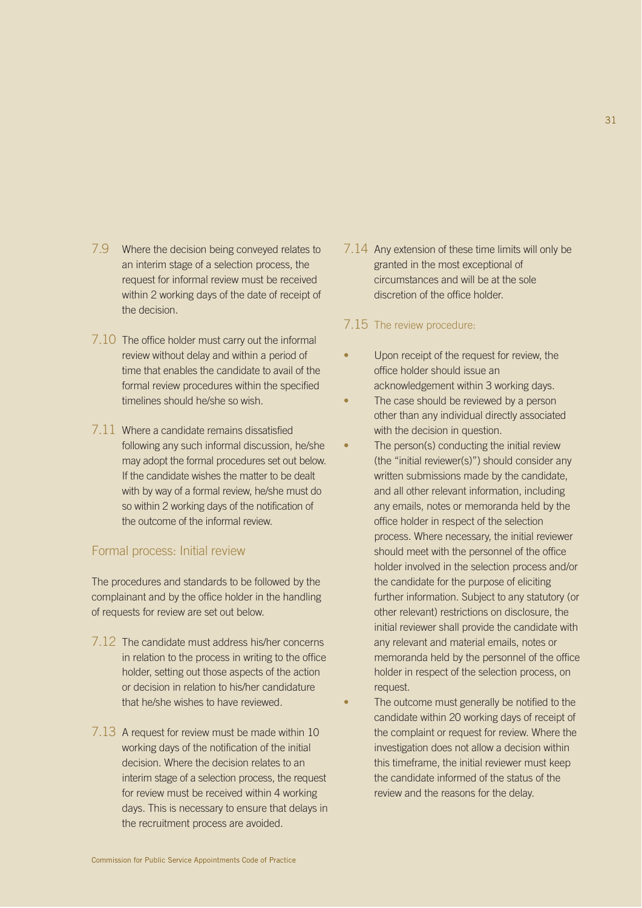7.9 Where the decision being conveyed relates to an interim stage of a selection process, the request for informal review must be received within 2 working days of the date of receipt of the decision.

7.10 The office holder must carry out the informal review without delay and within a period of time that enables the candidate to avail of the formal review procedures within the specified timelines should he/she so wish.

7.11 Where a candidate remains dissatisfied following any such informal discussion, he/she may adopt the formal procedures set out below. If the candidate wishes the matter to be dealt with by way of a formal review, he/she must do so within 2 working days of the notification of the outcome of the informal review.

## Formal process: Initial review

The procedures and standards to be followed by the complainant and by the office holder in the handling of requests for review are set out below.

7.12 The candidate must address his/her concerns in relation to the process in writing to the office holder, setting out those aspects of the action or decision in relation to his/her candidature that he/she wishes to have reviewed.

7.13 A request for review must be made within 10 working days of the notification of the initial decision. Where the decision relates to an interim stage of a selection process, the request for review must be received within 4 working days. This is necessary to ensure that delays in the recruitment process are avoided.

7.14 Any extension of these time limits will only be granted in the most exceptional of circumstances and will be at the sole discretion of the office holder.

7.15 The review procedure:

- Upon receipt of the request for review, the office holder should issue an acknowledgement within 3 working days.
- The case should be reviewed by a person other than any individual directly associated with the decision in question.
- The person(s) conducting the initial review (the "initial reviewer(s)") should consider any written submissions made by the candidate, and all other relevant information, including any emails, notes or memoranda held by the office holder in respect of the selection process. Where necessary, the initial reviewer should meet with the personnel of the office holder involved in the selection process and/or the candidate for the purpose of eliciting further information. Subject to any statutory (or other relevant) restrictions on disclosure, the initial reviewer shall provide the candidate with any relevant and material emails, notes or memoranda held by the personnel of the office holder in respect of the selection process, on request.
- The outcome must generally be notified to the candidate within 20 working days of receipt of the complaint or request for review. Where the investigation does not allow a decision within this timeframe, the initial reviewer must keep the candidate informed of the status of the review and the reasons for the delay.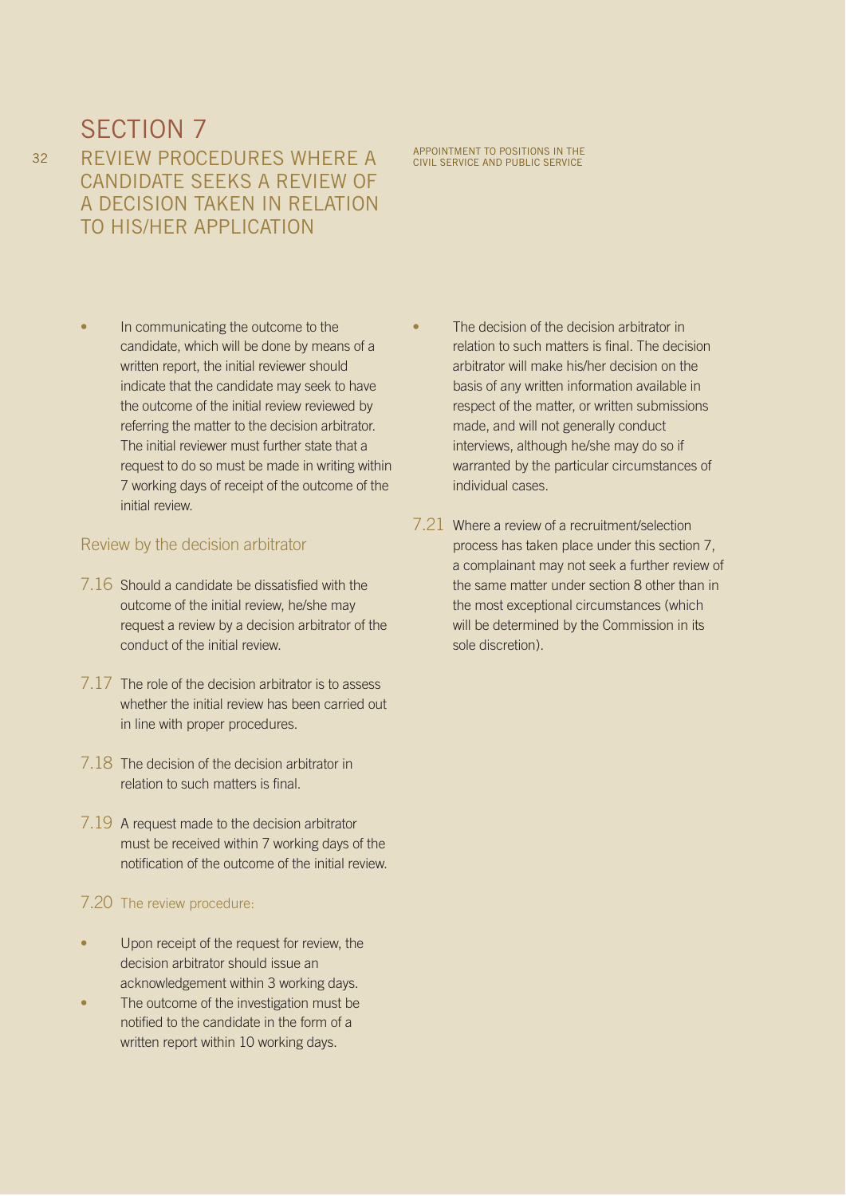# SECTION 7

## REVIEW PROCEDURES WHERE A CANDIDATE SEEKS A REVIEW OF A DECISION TAKEN IN RELATION TO HIS/HER APPLICATION

- In communicating the outcome to the candidate, which will be done by means of a written report, the initial reviewer should indicate that the candidate may seek to have the outcome of the initial review reviewed by referring the matter to the decision arbitrator. The initial reviewer must further state that a request to do so must be made in writing within 7 working days of receipt of the outcome of the initial review.

### Review by the decision arbitrator

7.16 Should a candidate be dissatisfied with the outcome of the initial review, he/she may request a review by a decision arbitrator of the conduct of the initial review.

7.17 The role of the decision arbitrator is to assess whether the initial review has been carried out in line with proper procedures.

7.18 The decision of the decision arbitrator in relation to such matters is final.

7.19 A request made to the decision arbitrator must be received within 7 working days of the notification of the outcome of the initial review.

### 7.20 The review procedure:

- Upon receipt of the request for review, the decision arbitrator should issue an acknowledgement within 3 working days.
- The outcome of the investigation must be notified to the candidate in the form of a written report within 10 working days.
- The decision of the decision arbitrator in relation to such matters is final. The decision arbitrator will make his/her decision on the basis of any written information available in respect of the matter, or written submissions made, and will not generally conduct interviews, although he/she may do so if warranted by the particular circumstances of individual cases.

7.21 Where a review of a recruitment/selection process has taken place under this section 7, a complainant may not seek a further review of the same matter under section 8 other than in the most exceptional circumstances (which will be determined by the Commission in its sole discretion).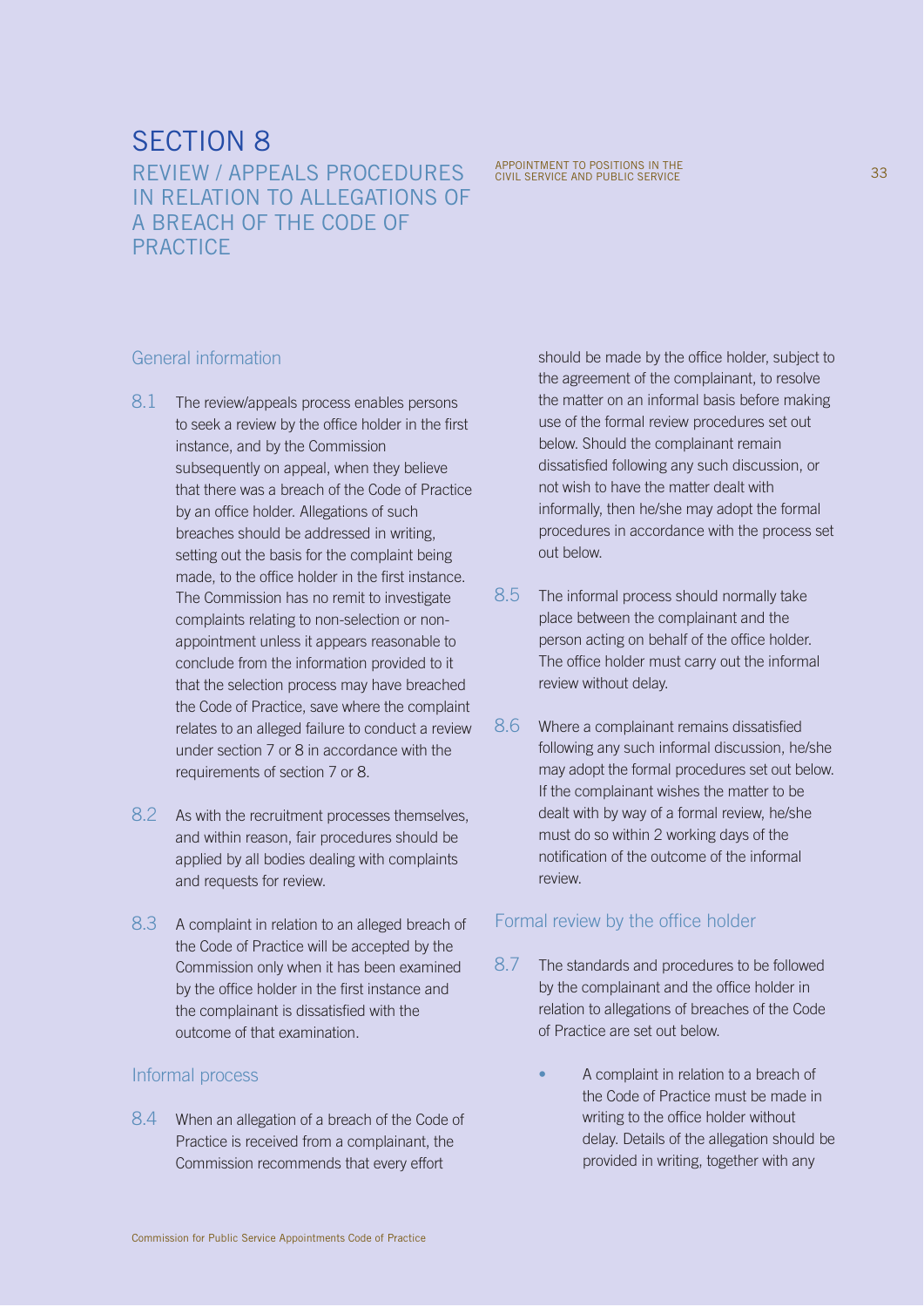# SECTION 8

## REVIEW / APPEALS PROCEDURES IN RELATION TO ALLEGATIONS OF A BREACH OF THE CODE OF PRACTICE

### General information

8.1 The review/appeals process enables persons to seek a review by the office holder in the first instance, and by the Commission subsequently on appeal, when they believe that there was a breach of the Code of Practice by an office holder. Allegations of such breaches should be addressed in writing, setting out the basis for the complaint being made, to the office holder in the first instance. The Commission has no remit to investigate complaints relating to non-selection or non-appointment unless it appears reasonable to conclude from the information provided to it that the selection process may have breached the Code of Practice, save where the complaint relates to an alleged failure to conduct a review under section 7 or 8 in accordance with the requirements of section 7 or 8.

8.2 As with the recruitment processes themselves, and within reason, fair procedures should be applied by all bodies dealing with complaints and requests for review.

8.3 A complaint in relation to an alleged breach of the Code of Practice will be accepted by the Commission only when it has been examined by the office holder in the first instance and the complainant is dissatisfied with the outcome of that examination.

### Informal process

8.4 When an allegation of a breach of the Code of Practice is received from a complainant, the Commission recommends that every effort should be made by the office holder, subject to the agreement of the complainant, to resolve the matter on an informal basis before making use of the formal review procedures set out below. Should the complainant remain dissatisfied following any such discussion, or not wish to have the matter dealt with informally, then he/she may adopt the formal procedures in accordance with the process set out below.

8.5 The informal process should normally take place between the complainant and the person acting on behalf of the office holder. The office holder must carry out the informal review without delay.

8.6 Where a complainant remains dissatisfied following any such informal discussion, he/she may adopt the formal procedures set out below. If the complainant wishes the matter to be dealt with by way of a formal review, he/she must do so within 2 working days of the notification of the outcome of the informal review.

### Formal review by the office holder

8.7 The standards and procedures to be followed by the complainant and the office holder in relation to allegations of breaches of the Code of Practice are set out below.

- A complaint in relation to a breach of the Code of Practice must be made in writing to the office holder without delay. Details of the allegation should be provided in writing, together with any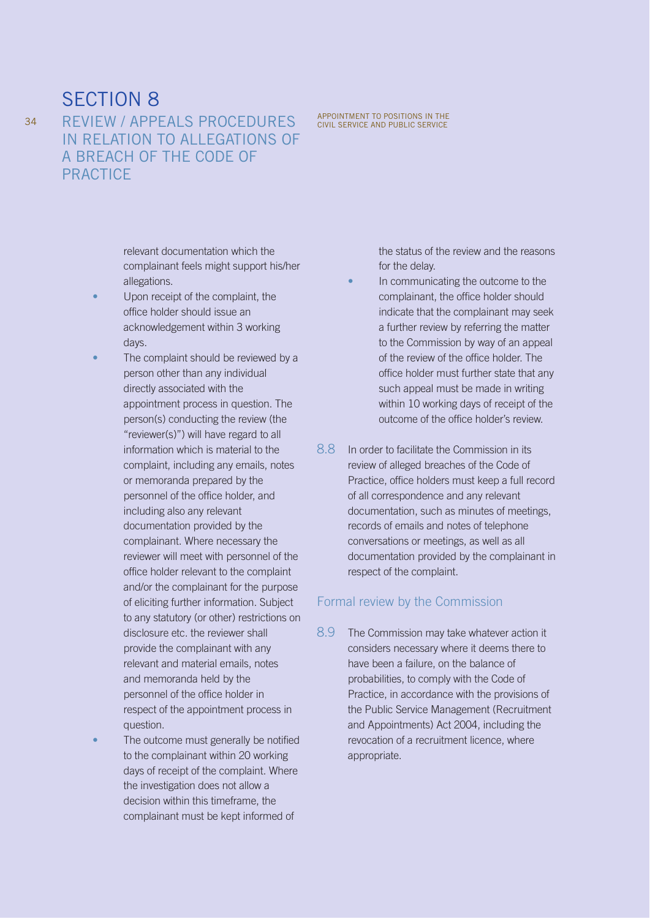relevant documentation which the complainant feels might support his/her allegations.

- Upon receipt of the complaint, the office holder should issue an acknowledgement within 3 working days.
- The complaint should be reviewed by a person other than any individual directly associated with the appointment process in question. The person(s) conducting the review (the "reviewer(s)") will have regard to all information which is material to the complaint, including any emails, notes or memoranda prepared by the personnel of the office holder, and including also any relevant documentation provided by the complainant. Where necessary the reviewer will meet with personnel of the office holder relevant to the complaint and/or the complainant for the purpose of eliciting further information. Subject to any statutory (or other) restrictions on disclosure etc. the reviewer shall provide the complainant with any relevant and material emails, notes and memoranda held by the personnel of the office holder in respect of the appointment process in question.
- The outcome must generally be notified to the complainant within 20 working days of receipt of the complaint. Where the investigation does not allow a decision within this timeframe, the complainant must be kept informed of the status of the review and the reasons for the delay.
- In communicating the outcome to the complainant, the office holder should indicate that the complainant may seek a further review by referring the matter to the Commission by way of an appeal of the review of the office holder. The office holder must further state that any such appeal must be made in writing within 10 working days of receipt of the outcome of the office holder's review.

8.8 In order to facilitate the Commission in its review of alleged breaches of the Code of Practice, office holders must keep a full record of all correspondence and any relevant documentation, such as minutes of meetings, records of emails and notes of telephone conversations or meetings, as well as all documentation provided by the complainant in respect of the complaint.

### Formal review by the Commission

8.9 The Commission may take whatever action it considers necessary where it deems there to have been a failure, on the balance of probabilities, to comply with the Code of Practice, in accordance with the provisions of the Public Service Management (Recruitment and Appointments) Act 2004, including the revocation of a recruitment licence, where appropriate.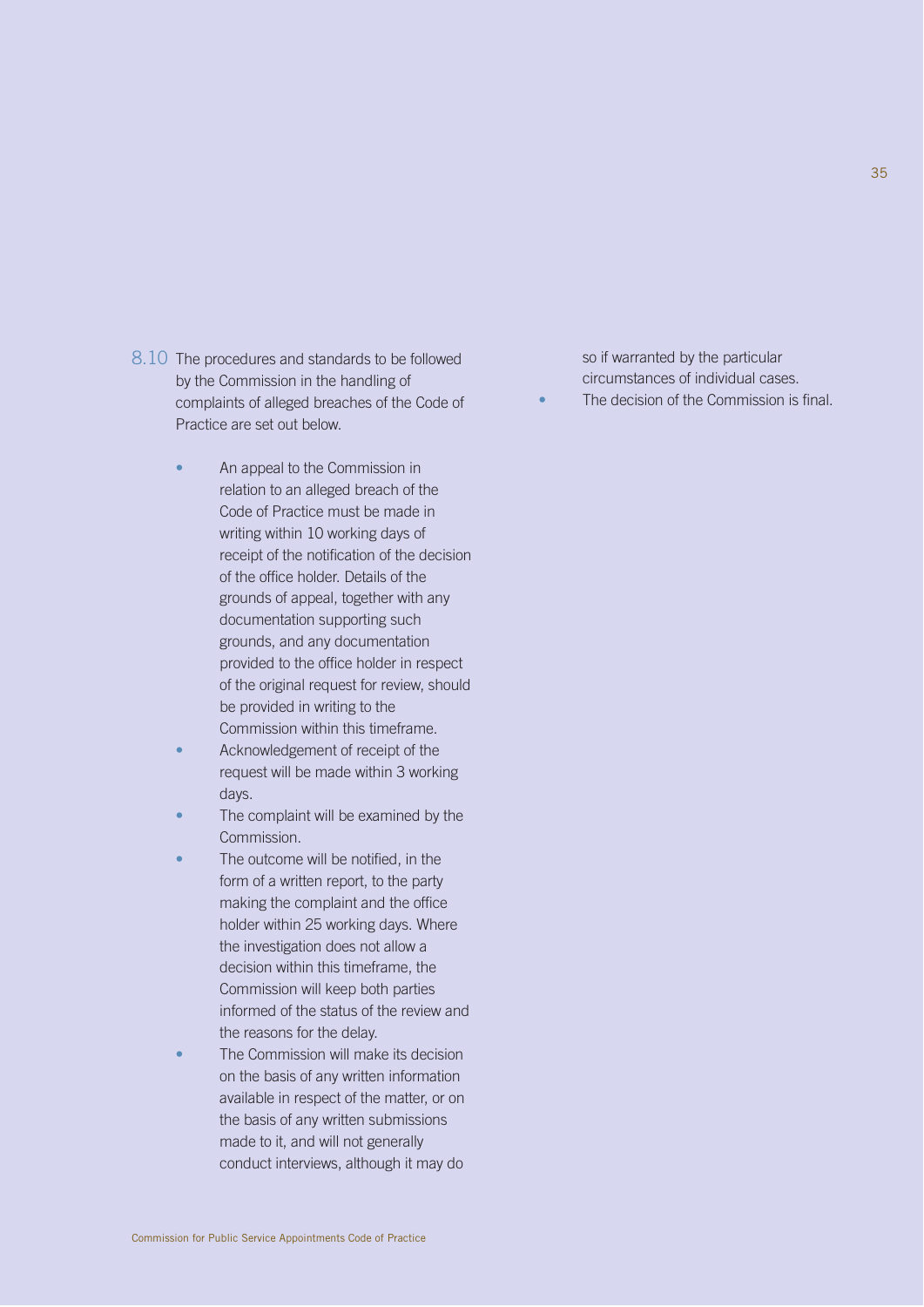8.10 The procedures and standards to be followed by the Commission in the handling of complaints of alleged breaches of the Code of Practice are set out below.

- An appeal to the Commission in relation to an alleged breach of the Code of Practice must be made in writing within 10 working days of receipt of the notification of the decision of the office holder. Details of the grounds of appeal, together with any documentation supporting such grounds, and any documentation provided to the office holder in respect of the original request for review, should be provided in writing to the Commission within this timeframe.
- Acknowledgement of receipt of the request will be made within 3 working days.
- The complaint will be examined by the Commission.
- The outcome will be notified, in the form of a written report, to the party making the complaint and the office holder within 25 working days. Where the investigation does not allow a decision within this timeframe, the Commission will keep both parties informed of the status of the review and the reasons for the delay.
- The Commission will make its decision on the basis of any written information available in respect of the matter, or on the basis of any written submissions made to it, and will not generally conduct interviews, although it may do so if warranted by the particular circumstances of individual cases.
- The decision of the Commission is final.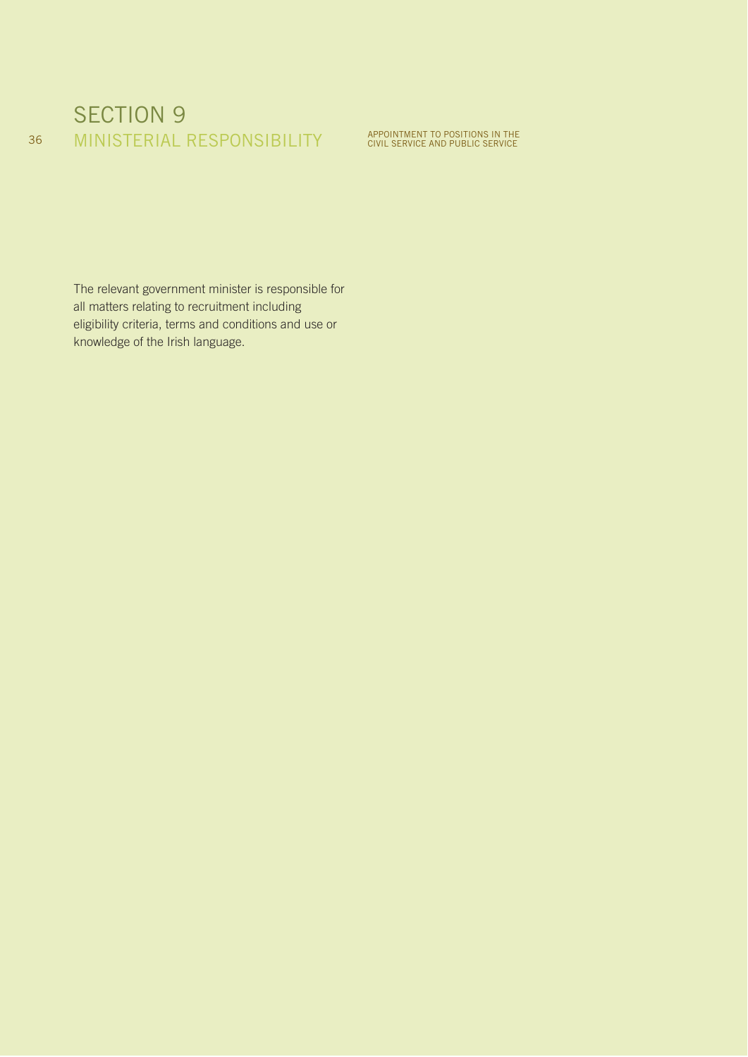# SECTION 9
## MINISTERIAL RESPONSIBILITY

The relevant government minister is responsible for all matters relating to recruitment including eligibility criteria, terms and conditions and use or knowledge of the Irish language.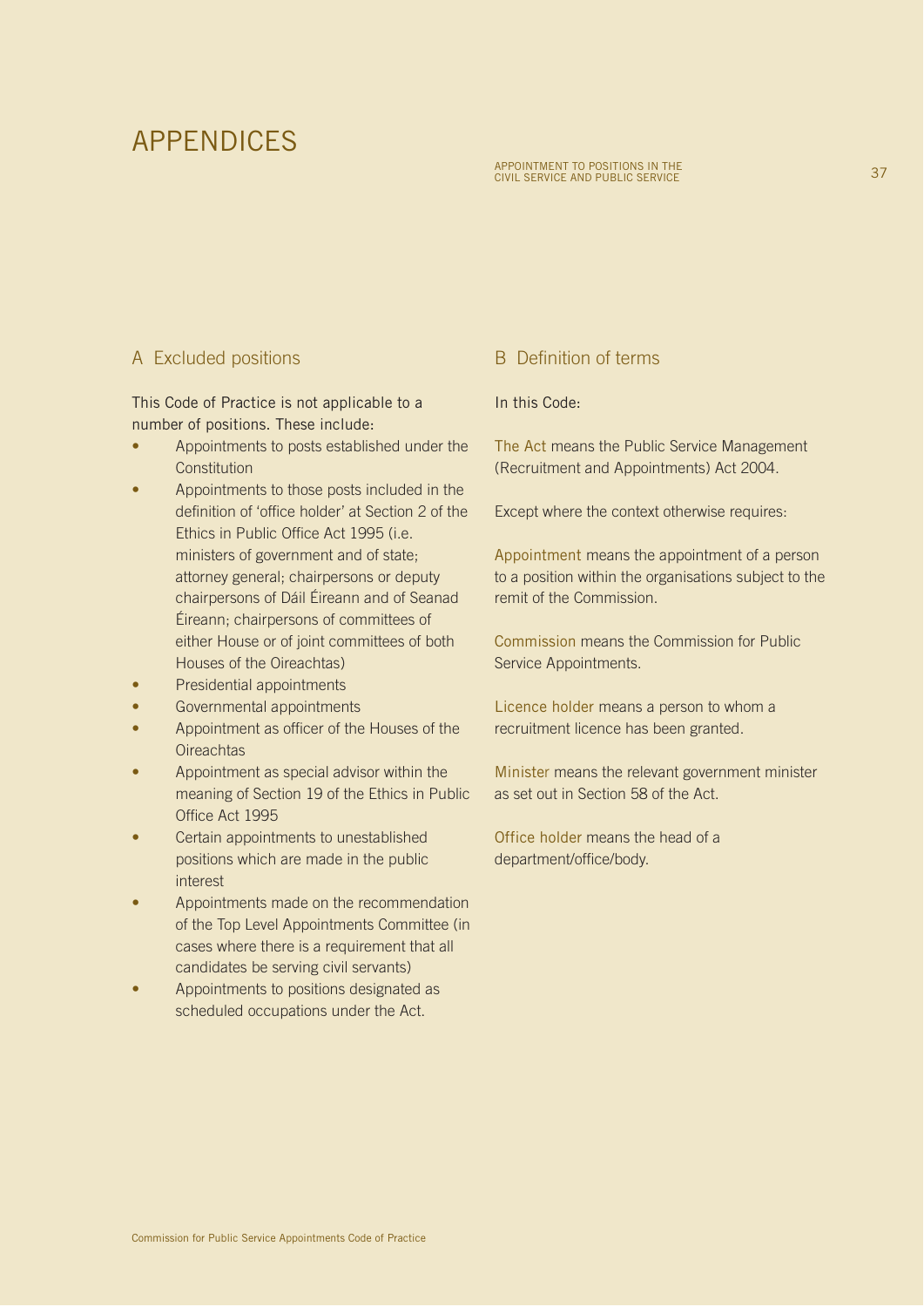# APPENDICES

## A Excluded positions

This Code of Practice is not applicable to a number of positions. These include:

- Appointments to posts established under the Constitution
- Appointments to those posts included in the definition of 'office holder' at Section 2 of the Ethics in Public Office Act 1995 (i.e. ministers of government and of state; attorney general; chairpersons or deputy chairpersons of Dáil Éireann and of Seanad Éireann; chairpersons of committees of either House or of joint committees of both Houses of the Oireachtas)
- Presidential appointments
- Governmental appointments
- Appointment as officer of the Houses of the Oireachtas
- Appointment as special advisor within the meaning of Section 19 of the Ethics in Public Office Act 1995
- Certain appointments to unestablished positions which are made in the public interest
- Appointments made on the recommendation of the Top Level Appointments Committee (in cases where there is a requirement that all candidates be serving civil servants)
- Appointments to positions designated as scheduled occupations under the Act.

## B Definition of terms

In this Code:

The Act means the Public Service Management (Recruitment and Appointments) Act 2004.

Except where the context otherwise requires:

Appointment means the appointment of a person to a position within the organisations subject to the remit of the Commission.

Commission means the Commission for Public Service Appointments.

Licence holder means a person to whom a recruitment licence has been granted.

Minister means the relevant government minister as set out in Section 58 of the Act.

Office holder means the head of a department/office/body.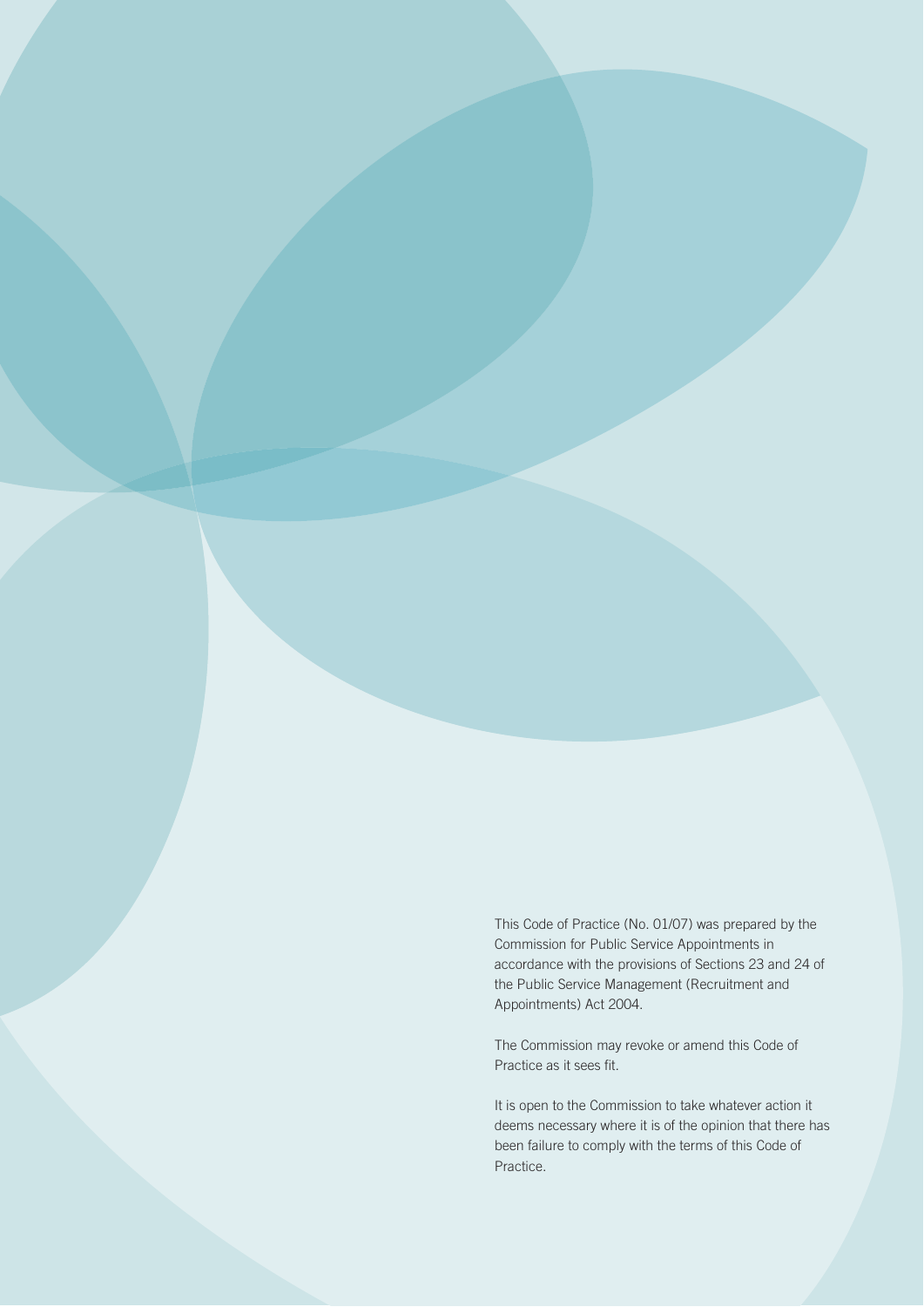This Code of Practice (No. 01/07) was prepared by the Commission for Public Service Appointments in accordance with the provisions of Sections 23 and 24 of the Public Service Management (Recruitment and Appointments) Act 2004.

The Commission may revoke or amend this Code of Practice as it sees fit.

It is open to the Commission to take whatever action it deems necessary where it is of the opinion that there has been failure to comply with the terms of this Code of Practice.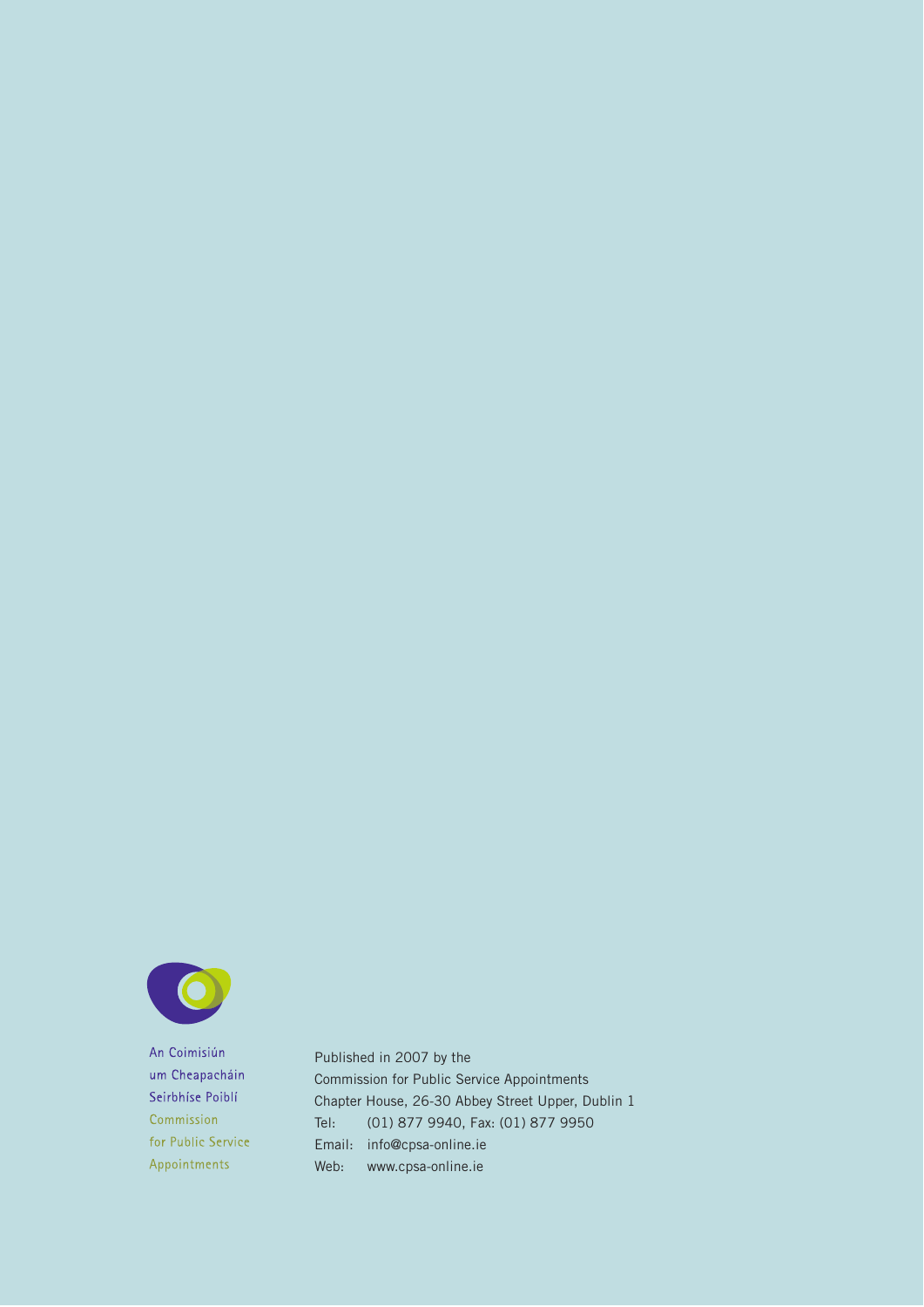An Coimisiún
um Cheapacháin
Seirbhíse Poiblí
Commission
for Public Service
Appointments

Published in 2007 by the
Commission for Public Service Appointments
Chapter House, 26-30 Abbey Street Upper, Dublin 1
Tel: (01) 877 9940, Fax: (01) 877 9950
Email: info@cpsa-online.ie
Web: www.cpsa-online.ie